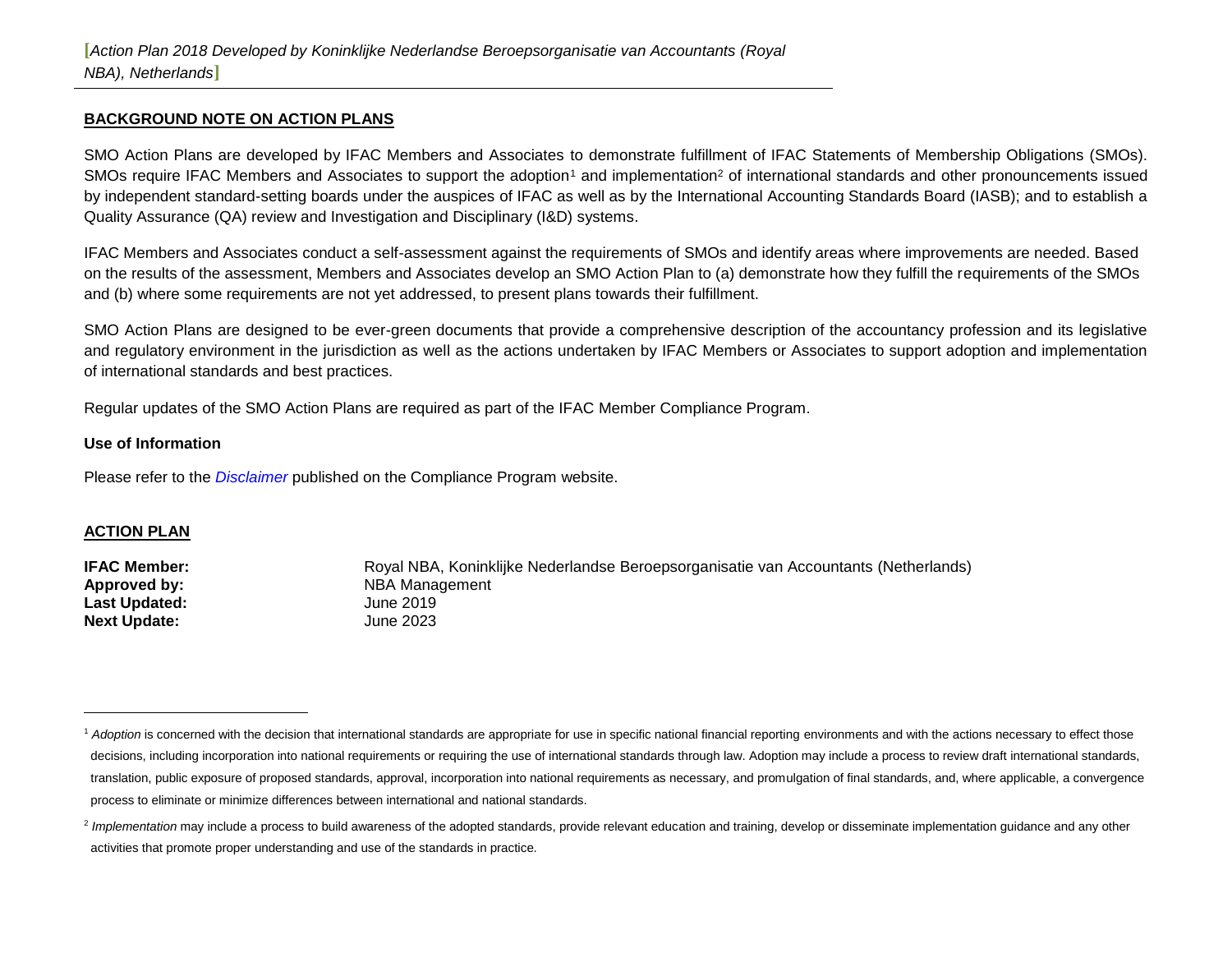[*Action Plan 2018 Developed by Koninklijke Nederlandse Beroepsorganisatie van Accountants (Royal NBA), Netherlands*]

## BACKGROUND NOTE ON ACTION PLANS

SMO Action Plans are developed by IFAC Members and Associates to demonstrate fulfillment of IFAC Statements of Membership Obligations (SMOs). SMOs require IFAC Members and Associates to support the adoption[1] and implementation[2] of international standards and other pronouncements issued by independent standard-setting boards under the auspices of IFAC as well as by the International Accounting Standards Board (IASB); and to establish a Quality Assurance (QA) review and Investigation and Disciplinary (I&D) systems.

IFAC Members and Associates conduct a self-assessment against the requirements of SMOs and identify areas where improvements are needed. Based on the results of the assessment, Members and Associates develop an SMO Action Plan to (a) demonstrate how they fulfill the requirements of the SMOs and (b) where some requirements are not yet addressed, to present plans towards their fulfillment.

SMO Action Plans are designed to be ever-green documents that provide a comprehensive description of the accountancy profession and its legislative and regulatory environment in the jurisdiction as well as the actions undertaken by IFAC Members or Associates to support adoption and implementation of international standards and best practices.

Regular updates of the SMO Action Plans are required as part of the IFAC Member Compliance Program.

### Use of Information

Please refer to the *Disclaimer* published on the Compliance Program website.

## ACTION PLAN

**IFAC Member:** Royal NBA, Koninklijke Nederlandse Beroepsorganisatie van Accountants (Netherlands)
**Approved by:** NBA Management
**Last Updated:** June 2019
**Next Update:** June 2023

---

[1] *Adoption* is concerned with the decision that international standards are appropriate for use in specific national financial reporting environments and with the actions necessary to effect those decisions, including incorporation into national requirements or requiring the use of international standards through law. Adoption may include a process to review draft international standards, translation, public exposure of proposed standards, approval, incorporation into national requirements as necessary, and promulgation of final standards, and, where applicable, a convergence process to eliminate or minimize differences between international and national standards.

[2] *Implementation* may include a process to build awareness of the adopted standards, provide relevant education and training, develop or disseminate implementation guidance and any other activities that promote proper understanding and use of the standards in practice.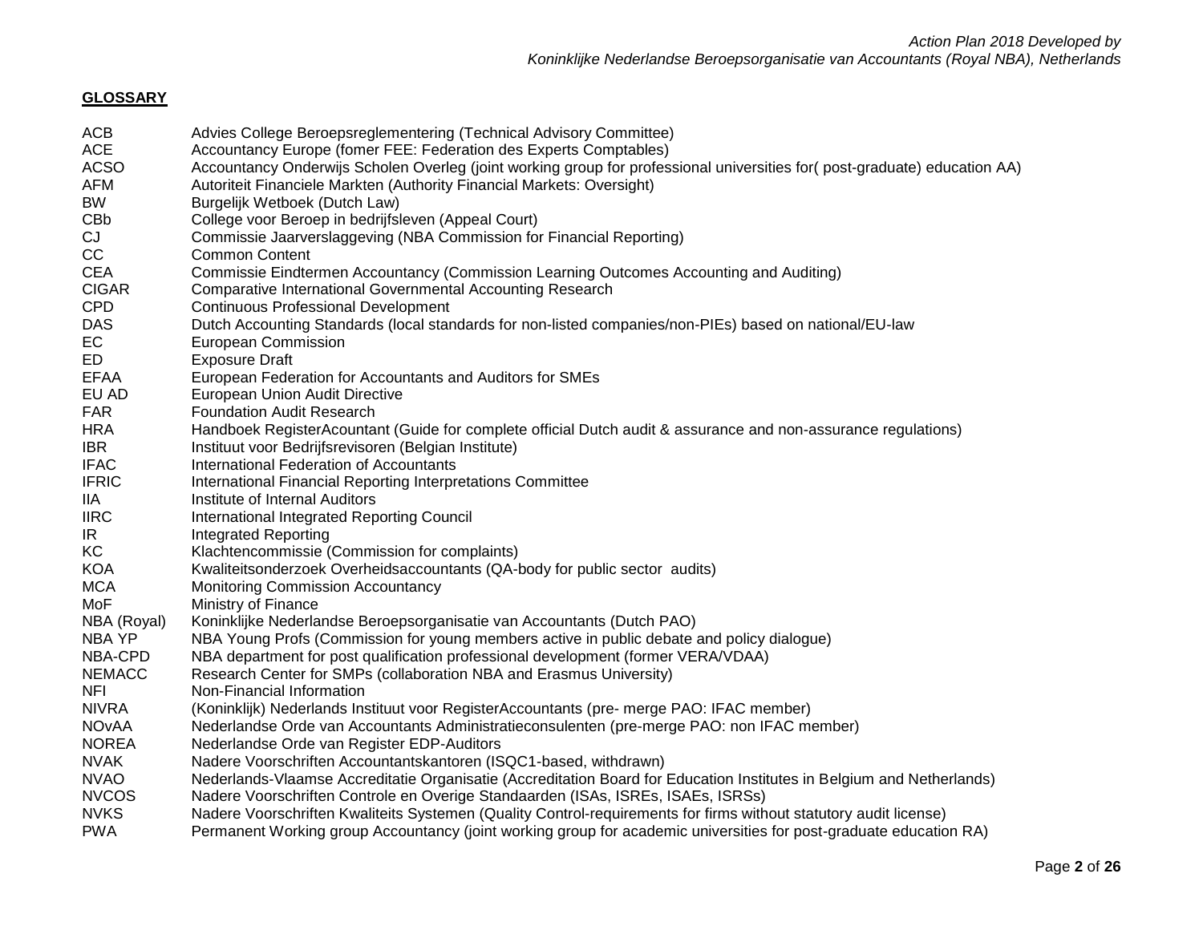## GLOSSARY

| | |
|---|---|
| ACB | Advies College Beroepsreglementering (Technical Advisory Committee) |
| ACE | Accountancy Europe (fomer FEE: Federation des Experts Comptables) |
| ACSO | Accountancy Onderwijs Scholen Overleg (joint working group for professional universities for( post-graduate) education AA) |
| AFM | Autoriteit Financiele Markten (Authority Financial Markets: Oversight) |
| BW | Burgelijk Wetboek (Dutch Law) |
| CBb | College voor Beroep in bedrijfsleven (Appeal Court) |
| CJ | Commissie Jaarverslaggeving (NBA Commission for Financial Reporting) |
| CC | Common Content |
| CEA | Commissie Eindtermen Accountancy (Commission Learning Outcomes Accounting and Auditing) |
| CIGAR | Comparative International Governmental Accounting Research |
| CPD | Continuous Professional Development |
| DAS | Dutch Accounting Standards (local standards for non-listed companies/non-PIEs) based on national/EU-law |
| EC | European Commission |
| ED | Exposure Draft |
| EFAA | European Federation for Accountants and Auditors for SMEs |
| EU AD | European Union Audit Directive |
| FAR | Foundation Audit Research |
| HRA | Handboek RegisterAcountant (Guide for complete official Dutch audit & assurance and non-assurance regulations) |
| IBR | Instituut voor Bedrijfsrevisoren (Belgian Institute) |
| IFAC | International Federation of Accountants |
| IFRIC | International Financial Reporting Interpretations Committee |
| IIA | Institute of Internal Auditors |
| IIRC | International Integrated Reporting Council |
| IR | Integrated Reporting |
| KC | Klachtencommissie (Commission for complaints) |
| KOA | Kwaliteitsonderzoek Overheidsaccountants (QA-body for public sector audits) |
| MCA | Monitoring Commission Accountancy |
| MoF | Ministry of Finance |
| NBA (Royal) | Koninklijke Nederlandse Beroepsorganisatie van Accountants (Dutch PAO) |
| NBA YP | NBA Young Profs (Commission for young members active in public debate and policy dialogue) |
| NBA-CPD | NBA department for post qualification professional development (former VERA/VDAA) |
| NEMACC | Research Center for SMPs (collaboration NBA and Erasmus University) |
| NFI | Non-Financial Information |
| NIVRA | (Koninklijk) Nederlands Instituut voor RegisterAccountants (pre- merge PAO: IFAC member) |
| NOvAA | Nederlandse Orde van Accountants Administratieconsulenten (pre-merge PAO: non IFAC member) |
| NOREA | Nederlandse Orde van Register EDP-Auditors |
| NVAK | Nadere Voorschriften Accountantskantoren (ISQC1-based, withdrawn) |
| NVAO | Nederlands-Vlaamse Accreditatie Organisatie (Accreditation Board for Education Institutes in Belgium and Netherlands) |
| NVCOS | Nadere Voorschriften Controle en Overige Standaarden (ISAs, ISREs, ISAEs, ISRSs) |
| NVKS | Nadere Voorschriften Kwaliteits Systemen (Quality Control-requirements for firms without statutory audit license) |
| PWA | Permanent Working group Accountancy (joint working group for academic universities for post-graduate education RA) |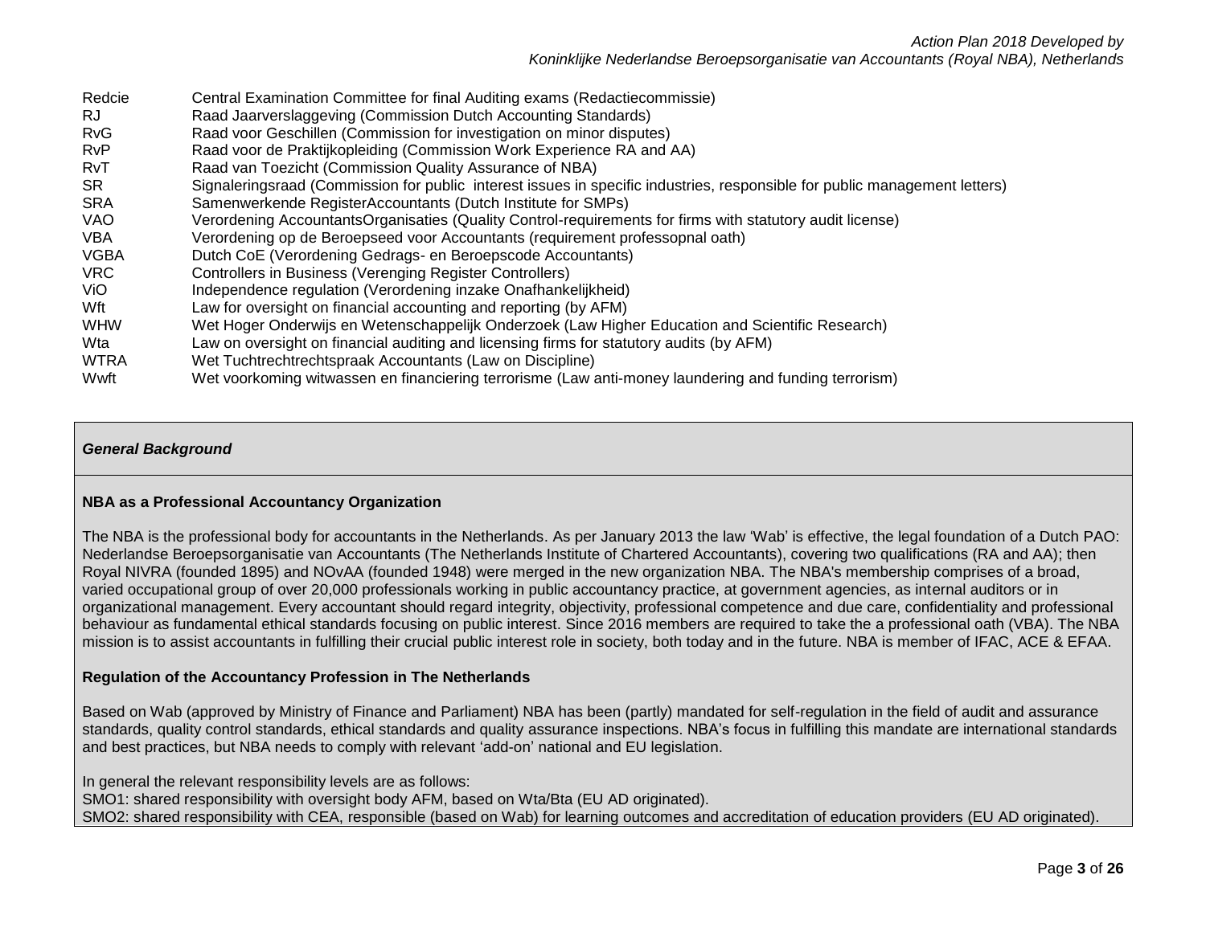| | |
|---|---|
| Redcie | Central Examination Committee for final Auditing exams (Redactiecommissie) |
| RJ | Raad Jaarverslaggeving (Commission Dutch Accounting Standards) |
| RvG | Raad voor Geschillen (Commission for investigation on minor disputes) |
| RvP | Raad voor de Praktijkopleiding (Commission Work Experience RA and AA) |
| RvT | Raad van Toezicht (Commission Quality Assurance of NBA) |
| SR | Signaleringsraad (Commission for public interest issues in specific industries, responsible for public management letters) |
| SRA | Samenwerkende RegisterAccountants (Dutch Institute for SMPs) |
| VAO | Verordening AccountantsOrganisaties (Quality Control-requirements for firms with statutory audit license) |
| VBA | Verordening op de Beroepseed voor Accountants (requirement professopnal oath) |
| VGBA | Dutch CoE (Verordening Gedrags- en Beroepscode Accountants) |
| VRC | Controllers in Business (Verenging Register Controllers) |
| ViO | Independence regulation (Verordening inzake Onafhankelijkheid) |
| Wft | Law for oversight on financial accounting and reporting (by AFM) |
| WHW | Wet Hoger Onderwijs en Wetenschappelijk Onderzoek (Law Higher Education and Scientific Research) |
| Wta | Law on oversight on financial auditing and licensing firms for statutory audits (by AFM) |
| WTRA | Wet Tuchtrechtrechtspraak Accountants (Law on Discipline) |
| Wwft | Wet voorkoming witwassen en financiering terrorisme (Law anti-money laundering and funding terrorism) |

*General Background*

**NBA as a Professional Accountancy Organization**

The NBA is the professional body for accountants in the Netherlands. As per January 2013 the law 'Wab' is effective, the legal foundation of a Dutch PAO: Nederlandse Beroepsorganisatie van Accountants (The Netherlands Institute of Chartered Accountants), covering two qualifications (RA and AA); then Royal NIVRA (founded 1895) and NOvAA (founded 1948) were merged in the new organization NBA. The NBA's membership comprises of a broad, varied occupational group of over 20,000 professionals working in public accountancy practice, at government agencies, as internal auditors or in organizational management. Every accountant should regard integrity, objectivity, professional competence and due care, confidentiality and professional behaviour as fundamental ethical standards focusing on public interest. Since 2016 members are required to take the a professional oath (VBA). The NBA mission is to assist accountants in fulfilling their crucial public interest role in society, both today and in the future. NBA is member of IFAC, ACE & EFAA.

**Regulation of the Accountancy Profession in The Netherlands**

Based on Wab (approved by Ministry of Finance and Parliament) NBA has been (partly) mandated for self-regulation in the field of audit and assurance standards, quality control standards, ethical standards and quality assurance inspections. NBA's focus in fulfilling this mandate are international standards and best practices, but NBA needs to comply with relevant 'add-on' national and EU legislation.

In general the relevant responsibility levels are as follows:
SMO1: shared responsibility with oversight body AFM, based on Wta/Bta (EU AD originated).
SMO2: shared responsibility with CEA, responsible (based on Wab) for learning outcomes and accreditation of education providers (EU AD originated).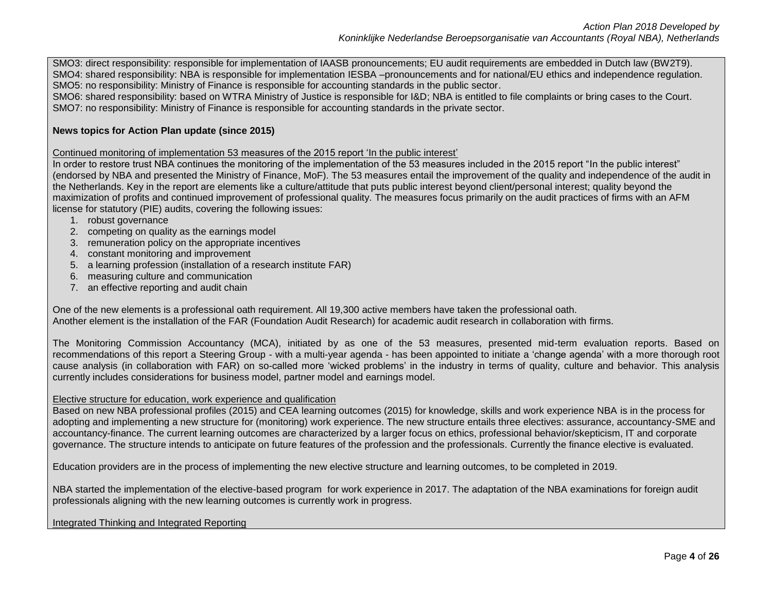SMO3: direct responsibility: responsible for implementation of IAASB pronouncements; EU audit requirements are embedded in Dutch law (BW2T9).
SMO4: shared responsibility: NBA is responsible for implementation IESBA –pronouncements and for national/EU ethics and independence regulation.
SMO5: no responsibility: Ministry of Finance is responsible for accounting standards in the public sector.
SMO6: shared responsibility: based on WTRA Ministry of Justice is responsible for I&D; NBA is entitled to file complaints or bring cases to the Court.
SMO7: no responsibility: Ministry of Finance is responsible for accounting standards in the private sector.

**News topics for Action Plan update (since 2015)**

Continued monitoring of implementation 53 measures of the 2015 report 'In the public interest'

In order to restore trust NBA continues the monitoring of the implementation of the 53 measures included in the 2015 report "In the public interest" (endorsed by NBA and presented the Ministry of Finance, MoF). The 53 measures entail the improvement of the quality and independence of the audit in the Netherlands. Key in the report are elements like a culture/attitude that puts public interest beyond client/personal interest; quality beyond the maximization of profits and continued improvement of professional quality. The measures focus primarily on the audit practices of firms with an AFM license for statutory (PIE) audits, covering the following issues:

1. robust governance
2. competing on quality as the earnings model
3. remuneration policy on the appropriate incentives
4. constant monitoring and improvement
5. a learning profession (installation of a research institute FAR)
6. measuring culture and communication
7. an effective reporting and audit chain

One of the new elements is a professional oath requirement. All 19,300 active members have taken the professional oath.
Another element is the installation of the FAR (Foundation Audit Research) for academic audit research in collaboration with firms.

The Monitoring Commission Accountancy (MCA), initiated by as one of the 53 measures, presented mid-term evaluation reports. Based on recommendations of this report a Steering Group - with a multi-year agenda - has been appointed to initiate a 'change agenda' with a more thorough root cause analysis (in collaboration with FAR) on so-called more 'wicked problems' in the industry in terms of quality, culture and behavior. This analysis currently includes considerations for business model, partner model and earnings model.

Elective structure for education, work experience and qualification

Based on new NBA professional profiles (2015) and CEA learning outcomes (2015) for knowledge, skills and work experience NBA is in the process for adopting and implementing a new structure for (monitoring) work experience. The new structure entails three electives: assurance, accountancy-SME and accountancy-finance. The current learning outcomes are characterized by a larger focus on ethics, professional behavior/skepticism, IT and corporate governance. The structure intends to anticipate on future features of the profession and the professionals. Currently the finance elective is evaluated.

Education providers are in the process of implementing the new elective structure and learning outcomes, to be completed in 2019.

NBA started the implementation of the elective-based program for work experience in 2017. The adaptation of the NBA examinations for foreign audit professionals aligning with the new learning outcomes is currently work in progress.

Integrated Thinking and Integrated Reporting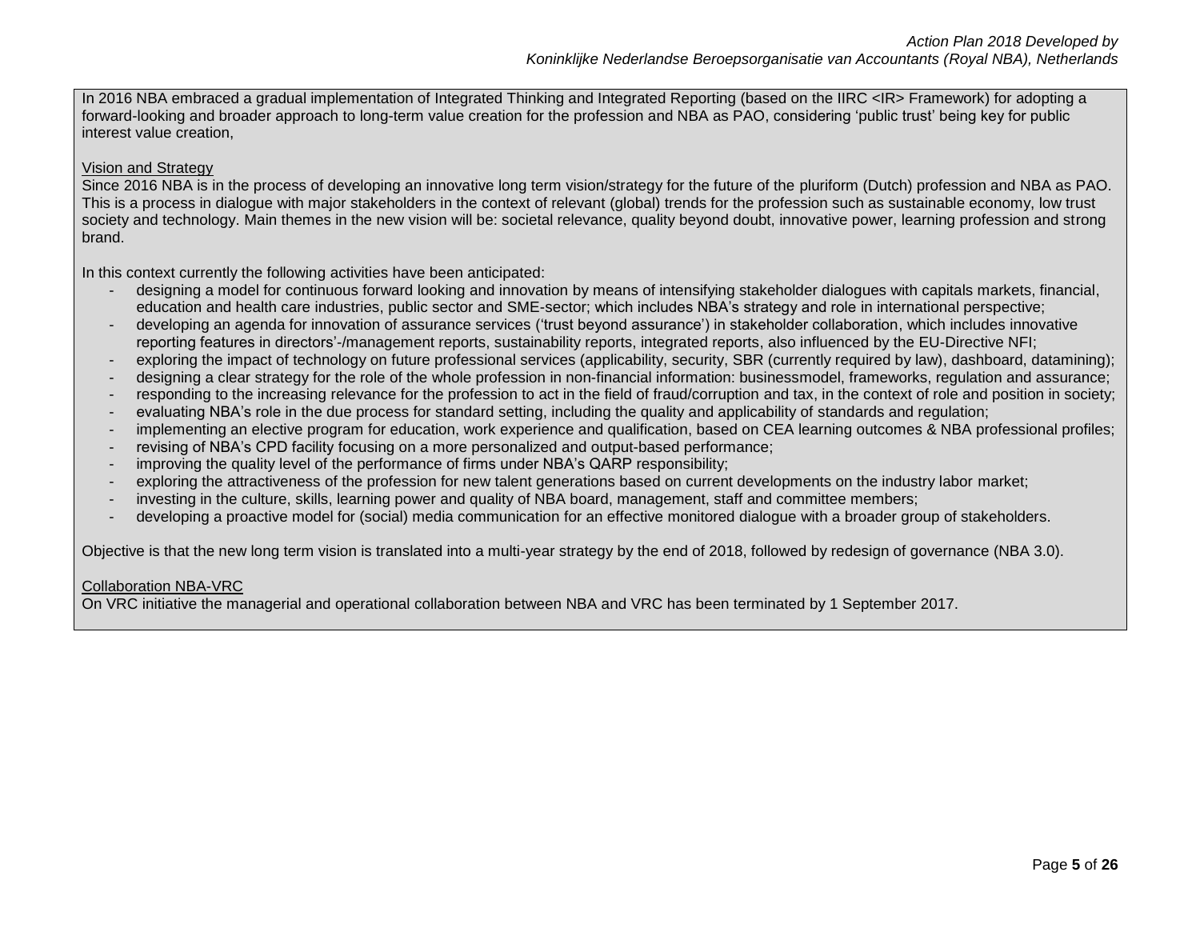In 2016 NBA embraced a gradual implementation of Integrated Thinking and Integrated Reporting (based on the IIRC <IR> Framework) for adopting a forward-looking and broader approach to long-term value creation for the profession and NBA as PAO, considering 'public trust' being key for public interest value creation,

<u>Vision and Strategy</u>

Since 2016 NBA is in the process of developing an innovative long term vision/strategy for the future of the pluriform (Dutch) profession and NBA as PAO. This is a process in dialogue with major stakeholders in the context of relevant (global) trends for the profession such as sustainable economy, low trust society and technology. Main themes in the new vision will be: societal relevance, quality beyond doubt, innovative power, learning profession and strong brand.

In this context currently the following activities have been anticipated:

- designing a model for continuous forward looking and innovation by means of intensifying stakeholder dialogues with capitals markets, financial, education and health care industries, public sector and SME-sector; which includes NBA's strategy and role in international perspective;
- developing an agenda for innovation of assurance services ('trust beyond assurance') in stakeholder collaboration, which includes innovative reporting features in directors'-/management reports, sustainability reports, integrated reports, also influenced by the EU-Directive NFI;
- exploring the impact of technology on future professional services (applicability, security, SBR (currently required by law), dashboard, datamining);
- designing a clear strategy for the role of the whole profession in non-financial information: businessmodel, frameworks, regulation and assurance;
- responding to the increasing relevance for the profession to act in the field of fraud/corruption and tax, in the context of role and position in society;
- evaluating NBA's role in the due process for standard setting, including the quality and applicability of standards and regulation;
- implementing an elective program for education, work experience and qualification, based on CEA learning outcomes & NBA professional profiles;
- revising of NBA's CPD facility focusing on a more personalized and output-based performance;
- improving the quality level of the performance of firms under NBA's QARP responsibility;
- exploring the attractiveness of the profession for new talent generations based on current developments on the industry labor market;
- investing in the culture, skills, learning power and quality of NBA board, management, staff and committee members;
- developing a proactive model for (social) media communication for an effective monitored dialogue with a broader group of stakeholders.

Objective is that the new long term vision is translated into a multi-year strategy by the end of 2018, followed by redesign of governance (NBA 3.0).

<u>Collaboration NBA-VRC</u>

On VRC initiative the managerial and operational collaboration between NBA and VRC has been terminated by 1 September 2017.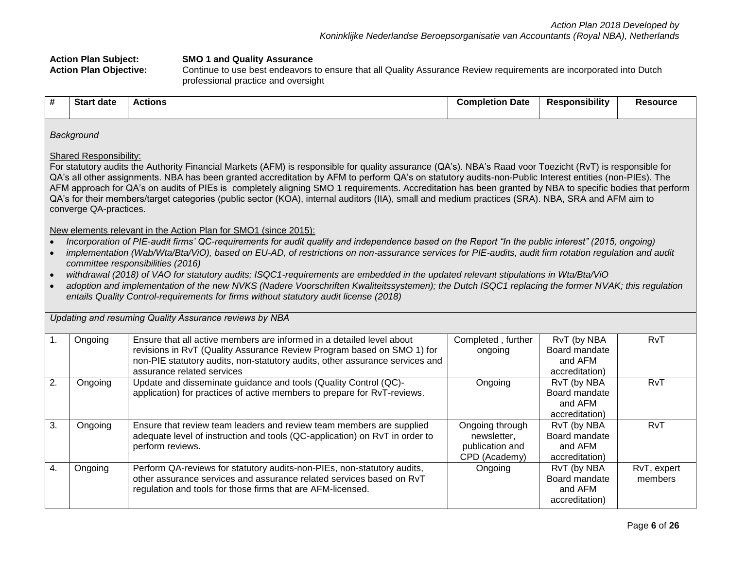**Action Plan Subject:** **SMO 1 and Quality Assurance**
**Action Plan Objective:** Continue to use best endeavors to ensure that all Quality Assurance Review requirements are incorporated into Dutch professional practice and oversight

| # | Start date | Actions | Completion Date | Responsibility | Resource |
|---|---|---|---|---|---|

*Background*

Shared Responsibility:
For statutory audits the Authority Financial Markets (AFM) is responsible for quality assurance (QA's). NBA's Raad voor Toezicht (RvT) is responsible for QA's all other assignments. NBA has been granted accreditation by AFM to perform QA's on statutory audits-non-Public Interest entities (non-PIEs). The AFM approach for QA's on audits of PIEs is completely aligning SMO 1 requirements. Accreditation has been granted by NBA to specific bodies that perform QA's for their members/target categories (public sector (KOA), internal auditors (IIA), small and medium practices (SRA). NBA, SRA and AFM aim to converge QA-practices.

New elements relevant in the Action Plan for SMO1 (since 2015):

- *Incorporation of PIE-audit firms' QC-requirements for audit quality and independence based on the Report "In the public interest" (2015, ongoing)*
- *implementation (Wab/Wta/Bta/ViO), based on EU-AD, of restrictions on non-assurance services for PIE-audits, audit firm rotation regulation and audit committee responsibilities (2016)*
- *withdrawal (2018) of VAO for statutory audits; ISQC1-requirements are embedded in the updated relevant stipulations in Wta/Bta/ViO*
- *adoption and implementation of the new NVKS (Nadere Voorschriften Kwaliteitssystemen); the Dutch ISQC1 replacing the former NVAK; this regulation entails Quality Control-requirements for firms without statutory audit license (2018)*

*Updating and resuming Quality Assurance reviews by NBA*

| # | Start date | Actions | Completion Date | Responsibility | Resource |
|---|---|---|---|---|---|
| 1. | Ongoing | Ensure that all active members are informed in a detailed level about revisions in RvT (Quality Assurance Review Program based on SMO 1) for non-PIE statutory audits, non-statutory audits, other assurance services and assurance related services | Completed , further ongoing | RvT (by NBA Board mandate and AFM accreditation) | RvT |
| 2. | Ongoing | Update and disseminate guidance and tools (Quality Control (QC)-application) for practices of active members to prepare for RvT-reviews. | Ongoing | RvT (by NBA Board mandate and AFM accreditation) | RvT |
| 3. | Ongoing | Ensure that review team leaders and review team members are supplied adequate level of instruction and tools (QC-application) on RvT in order to perform reviews. | Ongoing through newsletter, publication and CPD (Academy) | RvT (by NBA Board mandate and AFM accreditation) | RvT |
| 4. | Ongoing | Perform QA-reviews for statutory audits-non-PIEs, non-statutory audits, other assurance services and assurance related services based on RvT regulation and tools for those firms that are AFM-licensed. | Ongoing | RvT (by NBA Board mandate and AFM accreditation) | RvT, expert members |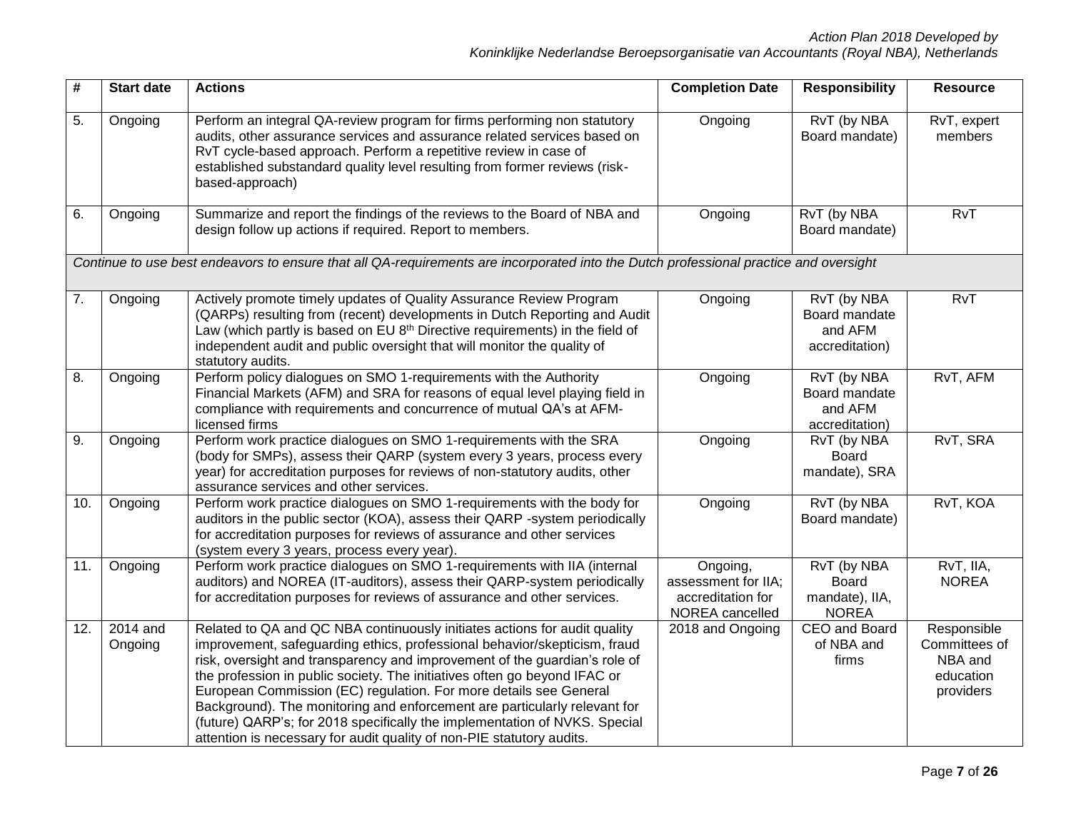| # | Start date | Actions | Completion Date | Responsibility | Resource |
|---|---|---|---|---|---|
| 5. | Ongoing | Perform an integral QA-review program for firms performing non statutory audits, other assurance services and assurance related services based on RvT cycle-based approach. Perform a repetitive review in case of established substandard quality level resulting from former reviews (risk-based-approach) | Ongoing | RvT (by NBA Board mandate) | RvT, expert members |
| 6. | Ongoing | Summarize and report the findings of the reviews to the Board of NBA and design follow up actions if required. Report to members. | Ongoing | RvT (by NBA Board mandate) | RvT |
| *Continue to use best endeavors to ensure that all QA-requirements are incorporated into the Dutch professional practice and oversight* | | | | | |
| 7. | Ongoing | Actively promote timely updates of Quality Assurance Review Program (QARPs) resulting from (recent) developments in Dutch Reporting and Audit Law (which partly is based on EU 8th Directive requirements) in the field of independent audit and public oversight that will monitor the quality of statutory audits. | Ongoing | RvT (by NBA Board mandate and AFM accreditation) | RvT |
| 8. | Ongoing | Perform policy dialogues on SMO 1-requirements with the Authority Financial Markets (AFM) and SRA for reasons of equal level playing field in compliance with requirements and concurrence of mutual QA's at AFM-licensed firms | Ongoing | RvT (by NBA Board mandate and AFM accreditation) | RvT, AFM |
| 9. | Ongoing | Perform work practice dialogues on SMO 1-requirements with the SRA (body for SMPs), assess their QARP (system every 3 years, process every year) for accreditation purposes for reviews of non-statutory audits, other assurance services and other services. | Ongoing | RvT (by NBA Board mandate), SRA | RvT, SRA |
| 10. | Ongoing | Perform work practice dialogues on SMO 1-requirements with the body for auditors in the public sector (KOA), assess their QARP -system periodically for accreditation purposes for reviews of assurance and other services (system every 3 years, process every year). | Ongoing | RvT (by NBA Board mandate) | RvT, KOA |
| 11. | Ongoing | Perform work practice dialogues on SMO 1-requirements with IIA (internal auditors) and NOREA (IT-auditors), assess their QARP-system periodically for accreditation purposes for reviews of assurance and other services. | Ongoing, assessment for IIA; accreditation for NOREA cancelled | RvT (by NBA Board mandate), IIA, NOREA | RvT, IIA, NOREA |
| 12. | 2014 and Ongoing | Related to QA and QC NBA continuously initiates actions for audit quality improvement, safeguarding ethics, professional behavior/skepticism, fraud risk, oversight and transparency and improvement of the guardian's role of the profession in public society. The initiatives often go beyond IFAC or European Commission (EC) regulation. For more details see General Background). The monitoring and enforcement are particularly relevant for (future) QARP's; for 2018 specifically the implementation of NVKS. Special attention is necessary for audit quality of non-PIE statutory audits. | 2018 and Ongoing | CEO and Board of NBA and firms | Responsible Committees of NBA and education providers |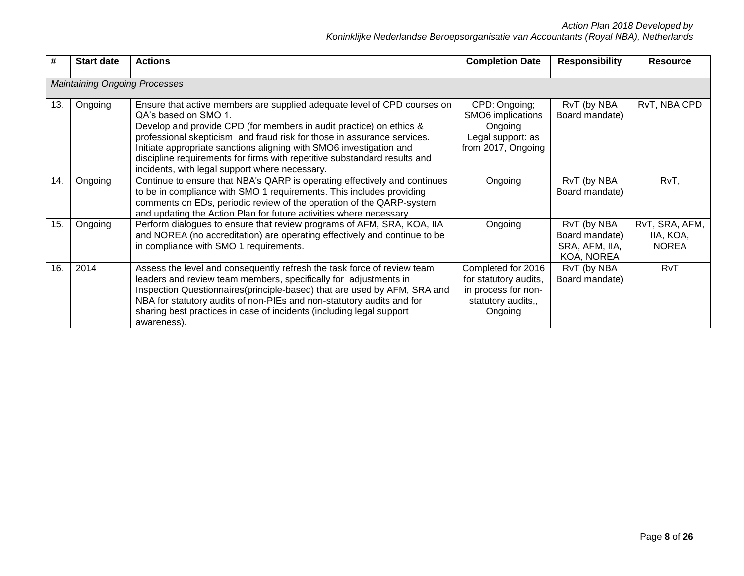| # | Start date | Actions | Completion Date | Responsibility | Resource |
|---|---|---|---|---|---|
| *Maintaining Ongoing Processes* | | | | | |
| 13. | Ongoing | Ensure that active members are supplied adequate level of CPD courses on QA's based on SMO 1.<br>Develop and provide CPD (for members in audit practice) on ethics & professional skepticism and fraud risk for those in assurance services.<br>Initiate appropriate sanctions aligning with SMO6 investigation and discipline requirements for firms with repetitive substandard results and incidents, with legal support where necessary. | CPD: Ongoing;<br>SMO6 implications Ongoing<br>Legal support: as from 2017, Ongoing | RvT (by NBA Board mandate) | RvT, NBA CPD |
| 14. | Ongoing | Continue to ensure that NBA's QARP is operating effectively and continues to be in compliance with SMO 1 requirements. This includes providing comments on EDs, periodic review of the operation of the QARP-system and updating the Action Plan for future activities where necessary. | Ongoing | RvT (by NBA Board mandate) | RvT, |
| 15. | Ongoing | Perform dialogues to ensure that review programs of AFM, SRA, KOA, IIA and NOREA (no accreditation) are operating effectively and continue to be in compliance with SMO 1 requirements. | Ongoing | RvT (by NBA Board mandate) SRA, AFM, IIA, KOA, NOREA | RvT, SRA, AFM, IIA, KOA, NOREA |
| 16. | 2014 | Assess the level and consequently refresh the task force of review team leaders and review team members, specifically for adjustments in Inspection Questionnaires(principle-based) that are used by AFM, SRA and NBA for statutory audits of non-PIEs and non-statutory audits and for sharing best practices in case of incidents (including legal support awareness). | Completed for 2016 for statutory audits, in process for non-statutory audits,, Ongoing | RvT (by NBA Board mandate) | RvT |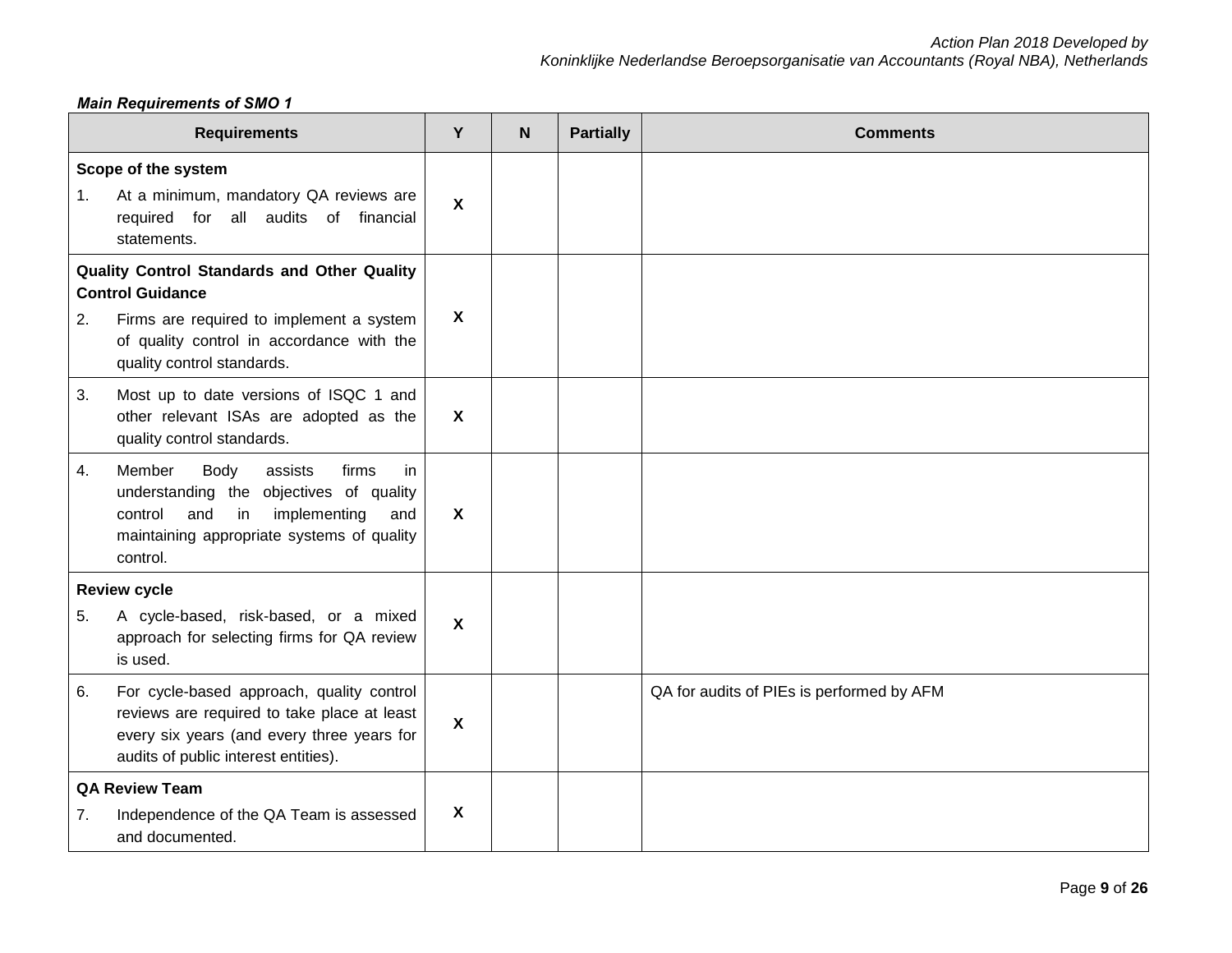***Main Requirements of SMO 1***

| Requirements | Y | N | Partially | Comments |
|---|---|---|---|---|
| **Scope of the system**<br>1. At a minimum, mandatory QA reviews are required for all audits of financial statements. | X | | | |
| **Quality Control Standards and Other Quality Control Guidance**<br>2. Firms are required to implement a system of quality control in accordance with the quality control standards. | X | | | |
| 3. Most up to date versions of ISQC 1 and other relevant ISAs are adopted as the quality control standards. | X | | | |
| 4. Member Body assists firms in understanding the objectives of quality control and in implementing and maintaining appropriate systems of quality control. | X | | | |
| **Review cycle**<br>5. A cycle-based, risk-based, or a mixed approach for selecting firms for QA review is used. | X | | | |
| 6. For cycle-based approach, quality control reviews are required to take place at least every six years (and every three years for audits of public interest entities). | X | | | QA for audits of PIEs is performed by AFM |
| **QA Review Team**<br>7. Independence of the QA Team is assessed and documented. | X | | | |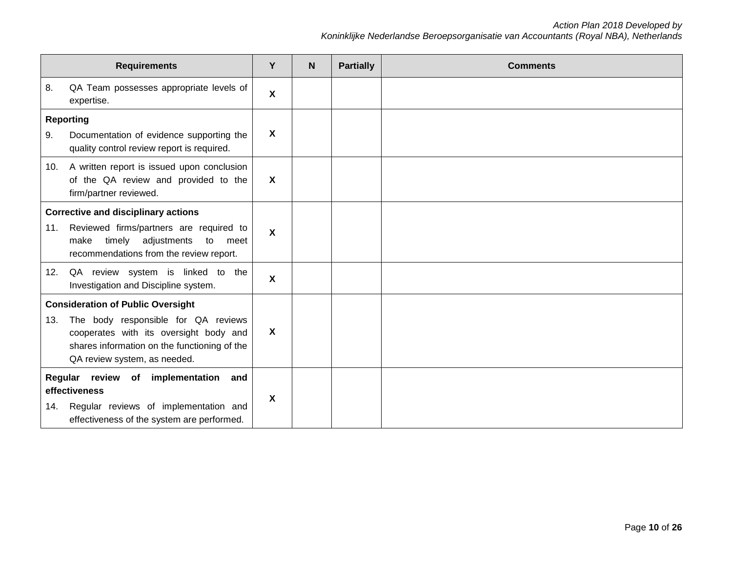| Requirements | Y | N | Partially | Comments |
|---|---|---|---|---|
| 8. QA Team possesses appropriate levels of expertise. | X | | | |
| **Reporting**<br>9. Documentation of evidence supporting the quality control review report is required. | X | | | |
| 10. A written report is issued upon conclusion of the QA review and provided to the firm/partner reviewed. | X | | | |
| **Corrective and disciplinary actions**<br>11. Reviewed firms/partners are required to make timely adjustments to meet recommendations from the review report. | X | | | |
| 12. QA review system is linked to the Investigation and Discipline system. | X | | | |
| **Consideration of Public Oversight**<br>13. The body responsible for QA reviews cooperates with its oversight body and shares information on the functioning of the QA review system, as needed. | X | | | |
| **Regular review of implementation and effectiveness**<br>14. Regular reviews of implementation and effectiveness of the system are performed. | X | | | |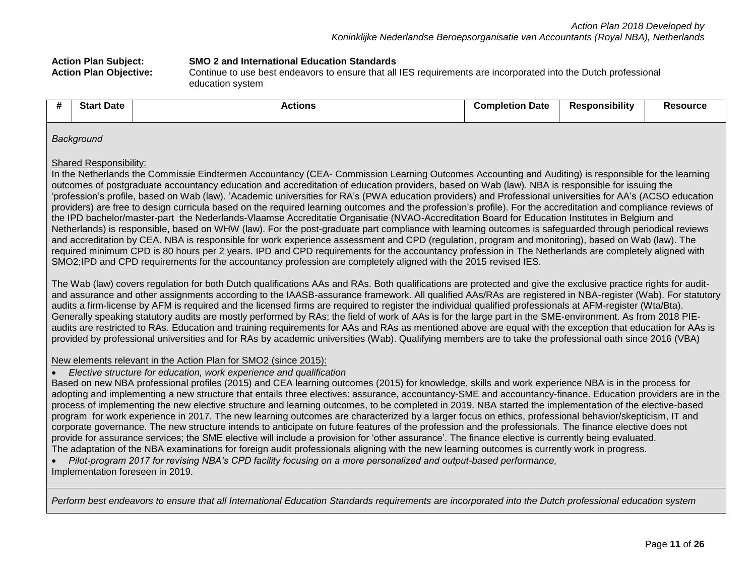**Action Plan Subject:** **SMO 2 and International Education Standards**

**Action Plan Objective:** Continue to use best endeavors to ensure that all IES requirements are incorporated into the Dutch professional education system

| # | Start Date | Actions | Completion Date | Responsibility | Resource |
|---|---|---|---|---|---|

*Background*

Shared Responsibility:

In the Netherlands the Commissie Eindtermen Accountancy (CEA- Commission Learning Outcomes Accounting and Auditing) is responsible for the learning outcomes of postgraduate accountancy education and accreditation of education providers, based on Wab (law). NBA is responsible for issuing the 'profession's profile, based on Wab (law). 'Academic universities for RA's (PWA education providers) and Professional universities for AA's (ACSO education providers) are free to design curricula based on the required learning outcomes and the profession's profile). For the accreditation and compliance reviews of the IPD bachelor/master-part the Nederlands-Vlaamse Accreditatie Organisatie (NVAO-Accreditation Board for Education Institutes in Belgium and Netherlands) is responsible, based on WHW (law). For the post-graduate part compliance with learning outcomes is safeguarded through periodical reviews and accreditation by CEA. NBA is responsible for work experience assessment and CPD (regulation, program and monitoring), based on Wab (law). The required minimum CPD is 80 hours per 2 years. IPD and CPD requirements for the accountancy profession in The Netherlands are completely aligned with SMO2;IPD and CPD requirements for the accountancy profession are completely aligned with the 2015 revised IES.

The Wab (law) covers regulation for both Dutch qualifications AAs and RAs. Both qualifications are protected and give the exclusive practice rights for audit- and assurance and other assignments according to the IAASB-assurance framework. All qualified AAs/RAs are registered in NBA-register (Wab). For statutory audits a firm-license by AFM is required and the licensed firms are required to register the individual qualified professionals at AFM-register (Wta/Bta). Generally speaking statutory audits are mostly performed by RAs; the field of work of AAs is for the large part in the SME-environment. As from 2018 PIE-audits are restricted to RAs. Education and training requirements for AAs and RAs as mentioned above are equal with the exception that education for AAs is provided by professional universities and for RAs by academic universities (Wab). Qualifying members are to take the professional oath since 2016 (VBA)

New elements relevant in the Action Plan for SMO2 (since 2015):

- *Elective structure for education, work experience and qualification*

Based on new NBA professional profiles (2015) and CEA learning outcomes (2015) for knowledge, skills and work experience NBA is in the process for adopting and implementing a new structure that entails three electives: assurance, accountancy-SME and accountancy-finance. Education providers are in the process of implementing the new elective structure and learning outcomes, to be completed in 2019. NBA started the implementation of the elective-based program for work experience in 2017. The new learning outcomes are characterized by a larger focus on ethics, professional behavior/skepticism, IT and corporate governance. The new structure intends to anticipate on future features of the profession and the professionals. The finance elective does not provide for assurance services; the SME elective will include a provision for 'other assurance'. The finance elective is currently being evaluated.
The adaptation of the NBA examinations for foreign audit professionals aligning with the new learning outcomes is currently work in progress.

- *Pilot-program 2017 for revising NBA's CPD facility focusing on a more personalized and output-based performance,*

Implementation foreseen in 2019.

*Perform best endeavors to ensure that all International Education Standards requirements are incorporated into the Dutch professional education system*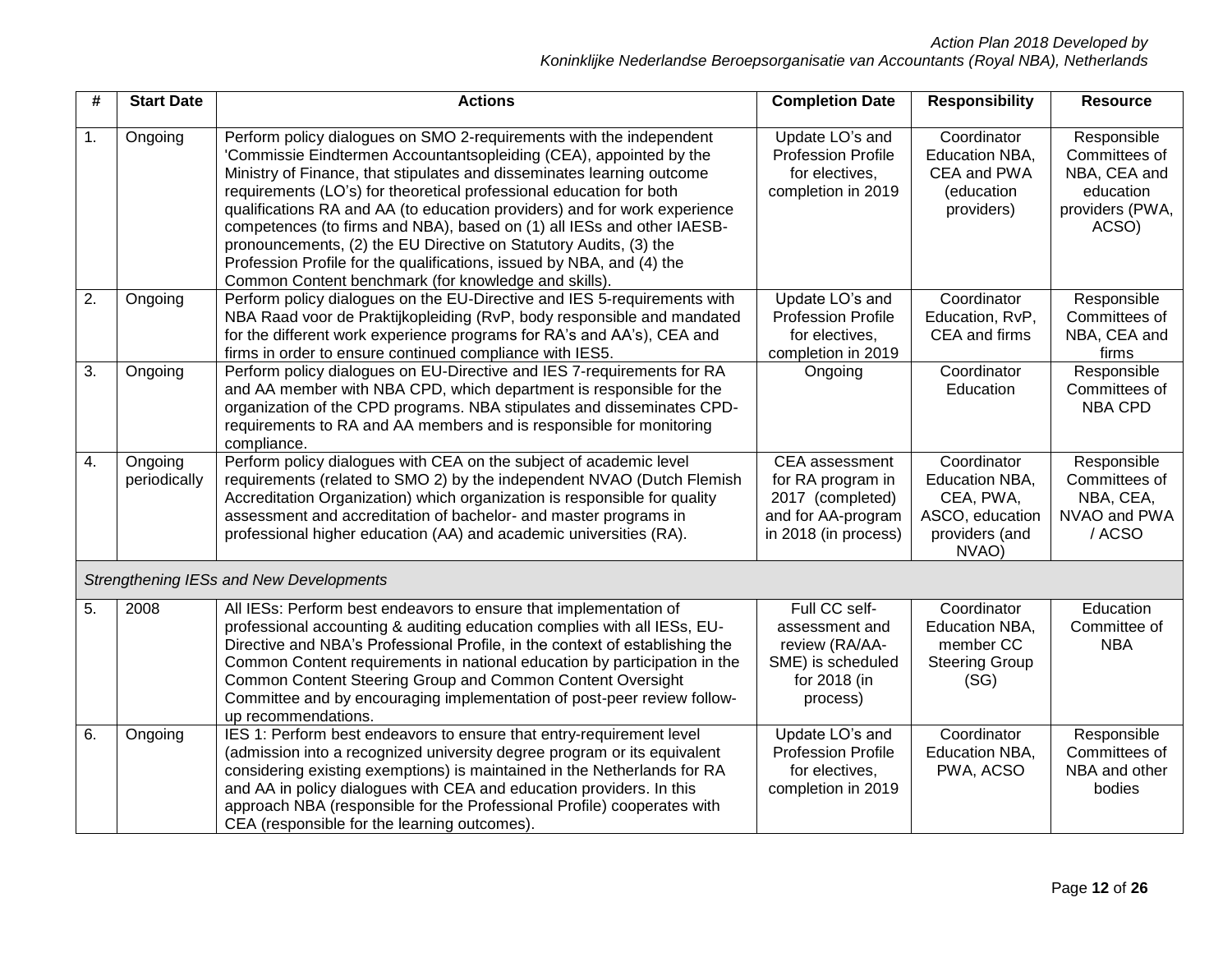| # | Start Date | Actions | Completion Date | Responsibility | Resource |
|---|---|---|---|---|---|
| 1. | Ongoing | Perform policy dialogues on SMO 2-requirements with the independent 'Commissie Eindtermen Accountantsopleiding (CEA), appointed by the Ministry of Finance, that stipulates and disseminates learning outcome requirements (LO's) for theoretical professional education for both qualifications RA and AA (to education providers) and for work experience competences (to firms and NBA), based on (1) all IESs and other IAESB-pronouncements, (2) the EU Directive on Statutory Audits, (3) the Profession Profile for the qualifications, issued by NBA, and (4) the Common Content benchmark (for knowledge and skills). | Update LO's and Profession Profile for electives, completion in 2019 | Coordinator Education NBA, CEA and PWA (education providers) | Responsible Committees of NBA, CEA and education providers (PWA, ACSO) |
| 2. | Ongoing | Perform policy dialogues on the EU-Directive and IES 5-requirements with NBA Raad voor de Praktijkopleiding (RvP, body responsible and mandated for the different work experience programs for RA's and AA's), CEA and firms in order to ensure continued compliance with IES5. | Update LO's and Profession Profile for electives, completion in 2019 | Coordinator Education, RvP, CEA and firms | Responsible Committees of NBA, CEA and firms |
| 3. | Ongoing | Perform policy dialogues on EU-Directive and IES 7-requirements for RA and AA member with NBA CPD, which department is responsible for the organization of the CPD programs. NBA stipulates and disseminates CPD-requirements to RA and AA members and is responsible for monitoring compliance. | Ongoing | Coordinator Education | Responsible Committees of NBA CPD |
| 4. | Ongoing periodically | Perform policy dialogues with CEA on the subject of academic level requirements (related to SMO 2) by the independent NVAO (Dutch Flemish Accreditation Organization) which organization is responsible for quality assessment and accreditation of bachelor- and master programs in professional higher education (AA) and academic universities (RA). | CEA assessment for RA program in 2017 (completed) and for AA-program in 2018 (in process) | Coordinator Education NBA, CEA, PWA, ASCO, education providers (and NVAO) | Responsible Committees of NBA, CEA, NVAO and PWA / ACSO |
| *Strengthening IESs and New Developments* | | | | | |
| 5. | 2008 | All IESs: Perform best endeavors to ensure that implementation of professional accounting & auditing education complies with all IESs, EU-Directive and NBA's Professional Profile, in the context of establishing the Common Content requirements in national education by participation in the Common Content Steering Group and Common Content Oversight Committee and by encouraging implementation of post-peer review follow-up recommendations. | Full CC self-assessment and review (RA/AA-SME) is scheduled for 2018 (in process) | Coordinator Education NBA, member CC Steering Group (SG) | Education Committee of NBA |
| 6. | Ongoing | IES 1: Perform best endeavors to ensure that entry-requirement level (admission into a recognized university degree program or its equivalent considering existing exemptions) is maintained in the Netherlands for RA and AA in policy dialogues with CEA and education providers. In this approach NBA (responsible for the Professional Profile) cooperates with CEA (responsible for the learning outcomes). | Update LO's and Profession Profile for electives, completion in 2019 | Coordinator Education NBA, PWA, ACSO | Responsible Committees of NBA and other bodies |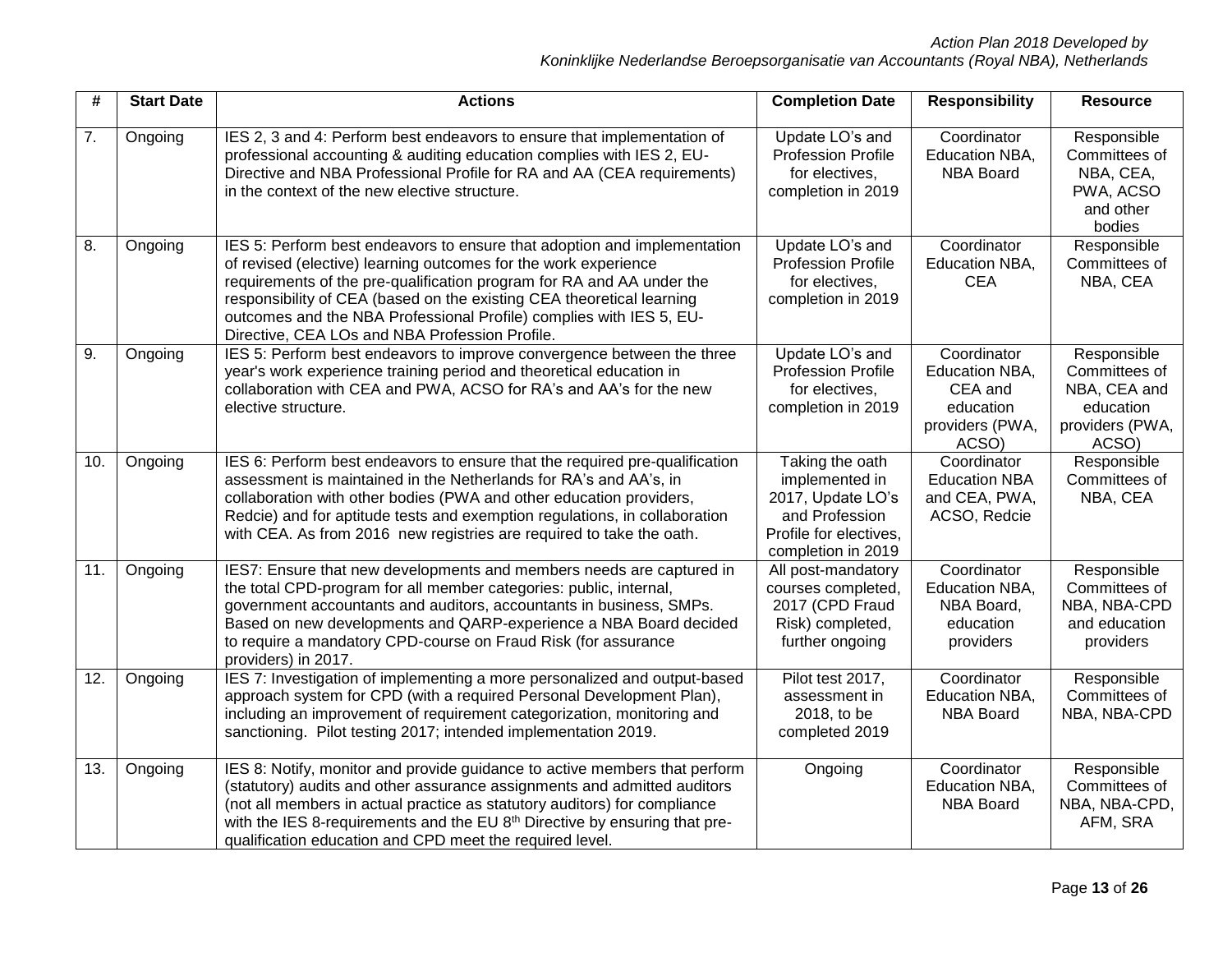| # | Start Date | Actions | Completion Date | Responsibility | Resource |
|---|---|---|---|---|---|
| 7. | Ongoing | IES 2, 3 and 4: Perform best endeavors to ensure that implementation of professional accounting & auditing education complies with IES 2, EU-Directive and NBA Professional Profile for RA and AA (CEA requirements) in the context of the new elective structure. | Update LO's and Profession Profile for electives, completion in 2019 | Coordinator Education NBA, NBA Board | Responsible Committees of NBA, CEA, PWA, ACSO and other bodies |
| 8. | Ongoing | IES 5: Perform best endeavors to ensure that adoption and implementation of revised (elective) learning outcomes for the work experience requirements of the pre-qualification program for RA and AA under the responsibility of CEA (based on the existing CEA theoretical learning outcomes and the NBA Professional Profile) complies with IES 5, EU-Directive, CEA LOs and NBA Profession Profile. | Update LO's and Profession Profile for electives, completion in 2019 | Coordinator Education NBA, CEA | Responsible Committees of NBA, CEA |
| 9. | Ongoing | IES 5: Perform best endeavors to improve convergence between the three year's work experience training period and theoretical education in collaboration with CEA and PWA, ACSO for RA's and AA's for the new elective structure. | Update LO's and Profession Profile for electives, completion in 2019 | Coordinator Education NBA, CEA and education providers (PWA, ACSO) | Responsible Committees of NBA, CEA and education providers (PWA, ACSO) |
| 10. | Ongoing | IES 6: Perform best endeavors to ensure that the required pre-qualification assessment is maintained in the Netherlands for RA's and AA's, in collaboration with other bodies (PWA and other education providers, Redcie) and for aptitude tests and exemption regulations, in collaboration with CEA. As from 2016 new registries are required to take the oath. | Taking the oath implemented in 2017, Update LO's and Profession Profile for electives, completion in 2019 | Coordinator Education NBA and CEA, PWA, ACSO, Redcie | Responsible Committees of NBA, CEA |
| 11. | Ongoing | IES7: Ensure that new developments and members needs are captured in the total CPD-program for all member categories: public, internal, government accountants and auditors, accountants in business, SMPs. Based on new developments and QARP-experience a NBA Board decided to require a mandatory CPD-course on Fraud Risk (for assurance providers) in 2017. | All post-mandatory courses completed, 2017 (CPD Fraud Risk) completed, further ongoing | Coordinator Education NBA, NBA Board, education providers | Responsible Committees of NBA, NBA-CPD and education providers |
| 12. | Ongoing | IES 7: Investigation of implementing a more personalized and output-based approach system for CPD (with a required Personal Development Plan), including an improvement of requirement categorization, monitoring and sanctioning. Pilot testing 2017; intended implementation 2019. | Pilot test 2017, assessment in 2018, to be completed 2019 | Coordinator Education NBA, NBA Board | Responsible Committees of NBA, NBA-CPD |
| 13. | Ongoing | IES 8: Notify, monitor and provide guidance to active members that perform (statutory) audits and other assurance assignments and admitted auditors (not all members in actual practice as statutory auditors) for compliance with the IES 8-requirements and the EU 8th Directive by ensuring that pre-qualification education and CPD meet the required level. | Ongoing | Coordinator Education NBA, NBA Board | Responsible Committees of NBA, NBA-CPD, AFM, SRA |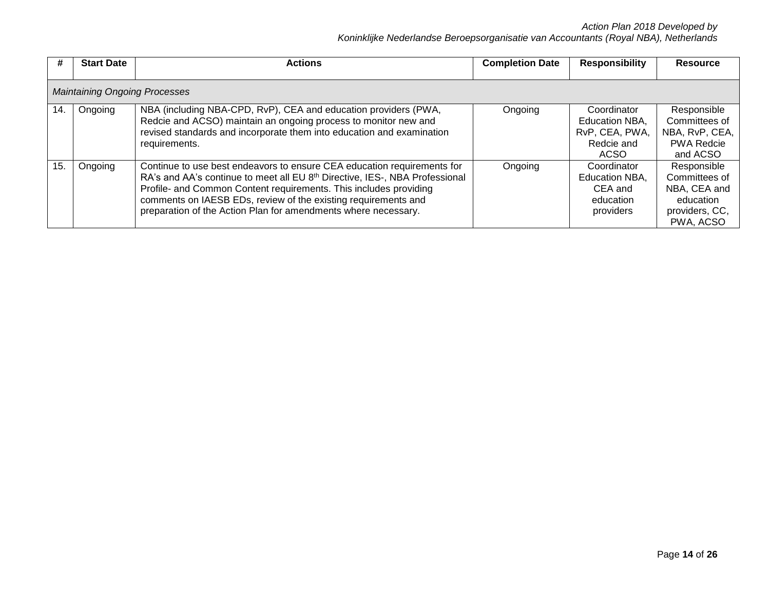| # | Start Date | Actions | Completion Date | Responsibility | Resource |
|---|---|---|---|---|---|
| *Maintaining Ongoing Processes* | | | | | |
| 14. | Ongoing | NBA (including NBA-CPD, RvP), CEA and education providers (PWA, Redcie and ACSO) maintain an ongoing process to monitor new and revised standards and incorporate them into education and examination requirements. | Ongoing | Coordinator Education NBA, RvP, CEA, PWA, Redcie and ACSO | Responsible Committees of NBA, RvP, CEA, PWA Redcie and ACSO |
| 15. | Ongoing | Continue to use best endeavors to ensure CEA education requirements for RA's and AA's continue to meet all EU 8th Directive, IES-, NBA Professional Profile- and Common Content requirements. This includes providing comments on IAESB EDs, review of the existing requirements and preparation of the Action Plan for amendments where necessary. | Ongoing | Coordinator Education NBA, CEA and education providers | Responsible Committees of NBA, CEA and education providers, CC, PWA, ACSO |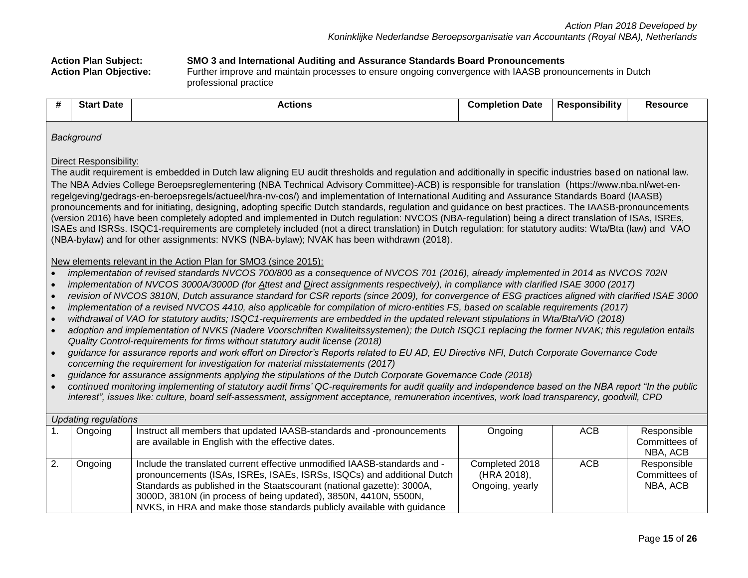*Action Plan 2018 Developed by Koninklijke Nederlandse Beroepsorganisatie van Accountants (Royal NBA), Netherlands*

**Action Plan Subject:** **SMO 3 and International Auditing and Assurance Standards Board Pronouncements**

**Action Plan Objective:** Further improve and maintain processes to ensure ongoing convergence with IAASB pronouncements in Dutch professional practice

| # | Start Date | Actions | Completion Date | Responsibility | Resource |
|---|---|---|---|---|---|

*Background*

Direct Responsibility:

The audit requirement is embedded in Dutch law aligning EU audit thresholds and regulation and additionally in specific industries based on national law. The NBA Advies College Beroepsreglementering (NBA Technical Advisory Committee)-ACB) is responsible for translation (https://www.nba.nl/wet-en-regelgeving/gedrags-en-beroepsregels/actueel/hra-nv-cos/) and implementation of International Auditing and Assurance Standards Board (IAASB) pronouncements and for initiating, designing, adopting specific Dutch standards, regulation and guidance on best practices. The IAASB-pronouncements (version 2016) have been completely adopted and implemented in Dutch regulation: NVCOS (NBA-regulation) being a direct translation of ISAs, ISREs, ISAEs and ISRSs. ISQC1-requirements are completely included (not a direct translation) in Dutch regulation: for statutory audits: Wta/Bta (law) and VAO (NBA-bylaw) and for other assignments: NVKS (NBA-bylaw); NVAK has been withdrawn (2018).

New elements relevant in the Action Plan for SMO3 (since 2015):

- *implementation of revised standards NVCOS 700/800 as a consequence of NVCOS 701 (2016), already implemented in 2014 as NVCOS 702N*
- *implementation of NVCOS 3000A/3000D (for Attest and Direct assignments respectively), in compliance with clarified ISAE 3000 (2017)*
- *revision of NVCOS 3810N, Dutch assurance standard for CSR reports (since 2009), for convergence of ESG practices aligned with clarified ISAE 3000*
- *implementation of a revised NVCOS 4410, also applicable for compilation of micro-entities FS, based on scalable requirements (2017)*
- *withdrawal of VAO for statutory audits; ISQC1-requirements are embedded in the updated relevant stipulations in Wta/Bta/ViO (2018)*
- *adoption and implementation of NVKS (Nadere Voorschriften Kwaliteitssystemen); the Dutch ISQC1 replacing the former NVAK; this regulation entails Quality Control-requirements for firms without statutory audit license (2018)*
- *guidance for assurance reports and work effort on Director's Reports related to EU AD, EU Directive NFI, Dutch Corporate Governance Code concerning the requirement for investigation for material misstatements (2017)*
- *guidance for assurance assignments applying the stipulations of the Dutch Corporate Governance Code (2018)*
- *continued monitoring implementing of statutory audit firms' QC-requirements for audit quality and independence based on the NBA report "In the public interest", issues like: culture, board self-assessment, assignment acceptance, remuneration incentives, work load transparency, goodwill, CPD*

*Updating regulations*

| # | Start Date | Actions | Completion Date | Responsibility | Resource |
|---|---|---|---|---|---|
| 1. | Ongoing | Instruct all members that updated IAASB-standards and -pronouncements are available in English with the effective dates. | Ongoing | ACB | Responsible Committees of NBA, ACB |
| 2. | Ongoing | Include the translated current effective unmodified IAASB-standards and -pronouncements (ISAs, ISREs, ISAEs, ISRSs, ISQCs) and additional Dutch Standards as published in the Staatscourant (national gazette): 3000A, 3000D, 3810N (in process of being updated), 3850N, 4410N, 5500N, NVKS, in HRA and make those standards publicly available with guidance | Completed 2018 (HRA 2018), Ongoing, yearly | ACB | Responsible Committees of NBA, ACB |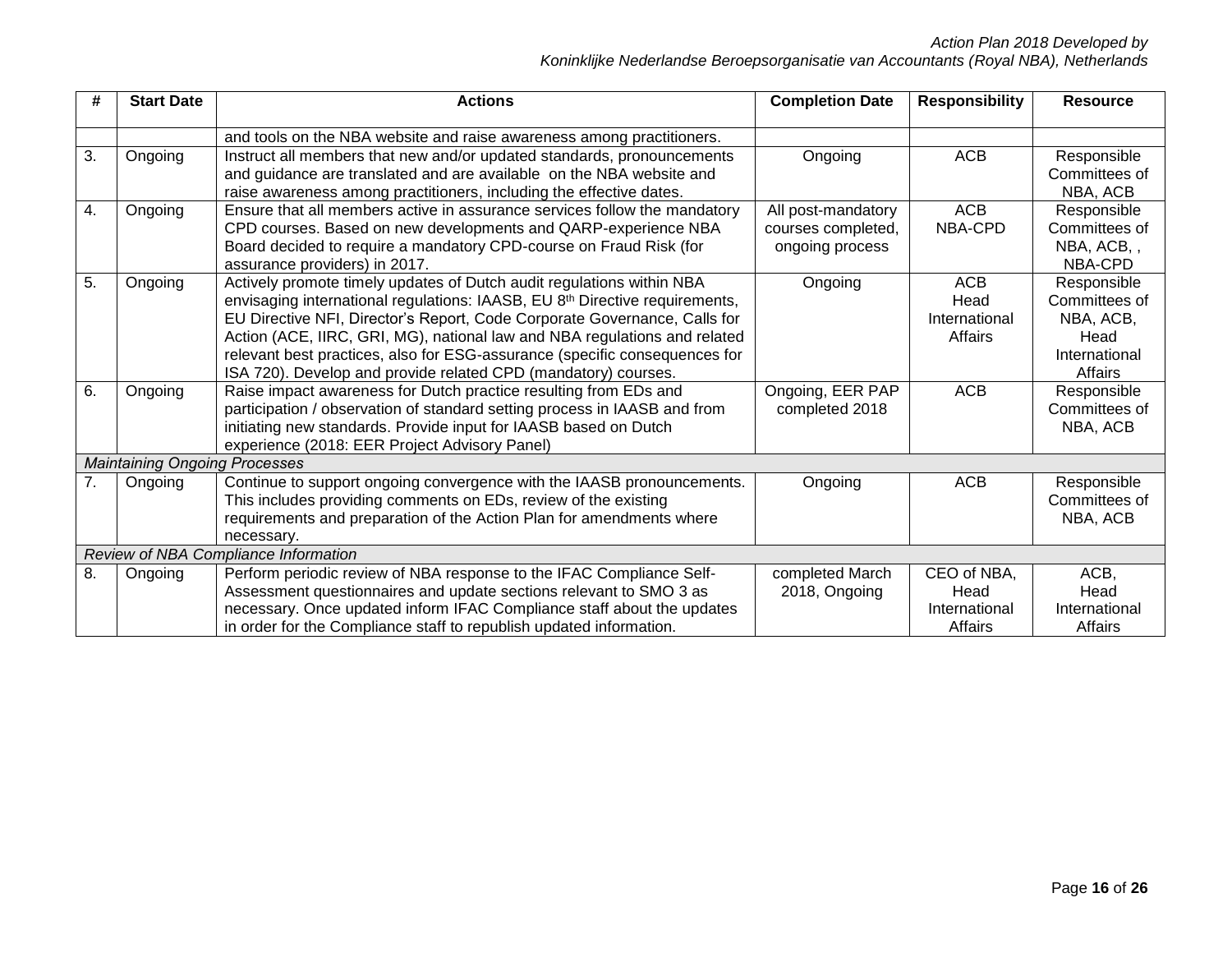| # | Start Date | Actions | Completion Date | Responsibility | Resource |
|---|---|---|---|---|---|
| | | and tools on the NBA website and raise awareness among practitioners. | | | |
| 3. | Ongoing | Instruct all members that new and/or updated standards, pronouncements and guidance are translated and are available on the NBA website and raise awareness among practitioners, including the effective dates. | Ongoing | ACB | Responsible Committees of NBA, ACB |
| 4. | Ongoing | Ensure that all members active in assurance services follow the mandatory CPD courses. Based on new developments and QARP-experience NBA Board decided to require a mandatory CPD-course on Fraud Risk (for assurance providers) in 2017. | All post-mandatory courses completed, ongoing process | ACB NBA-CPD | Responsible Committees of NBA, ACB, , NBA-CPD |
| 5. | Ongoing | Actively promote timely updates of Dutch audit regulations within NBA envisaging international regulations: IAASB, EU 8th Directive requirements, EU Directive NFI, Director's Report, Code Corporate Governance, Calls for Action (ACE, IIRC, GRI, MG), national law and NBA regulations and related relevant best practices, also for ESG-assurance (specific consequences for ISA 720). Develop and provide related CPD (mandatory) courses. | Ongoing | ACB Head International Affairs | Responsible Committees of NBA, ACB, Head International Affairs |
| 6. | Ongoing | Raise impact awareness for Dutch practice resulting from EDs and participation / observation of standard setting process in IAASB and from initiating new standards. Provide input for IAASB based on Dutch experience (2018: EER Project Advisory Panel) | Ongoing, EER PAP completed 2018 | ACB | Responsible Committees of NBA, ACB |
| *Maintaining Ongoing Processes* | | | | | |
| 7. | Ongoing | Continue to support ongoing convergence with the IAASB pronouncements. This includes providing comments on EDs, review of the existing requirements and preparation of the Action Plan for amendments where necessary. | Ongoing | ACB | Responsible Committees of NBA, ACB |
| *Review of NBA Compliance Information* | | | | | |
| 8. | Ongoing | Perform periodic review of NBA response to the IFAC Compliance Self-Assessment questionnaires and update sections relevant to SMO 3 as necessary. Once updated inform IFAC Compliance staff about the updates in order for the Compliance staff to republish updated information. | completed March 2018, Ongoing | CEO of NBA, Head International Affairs | ACB, Head International Affairs |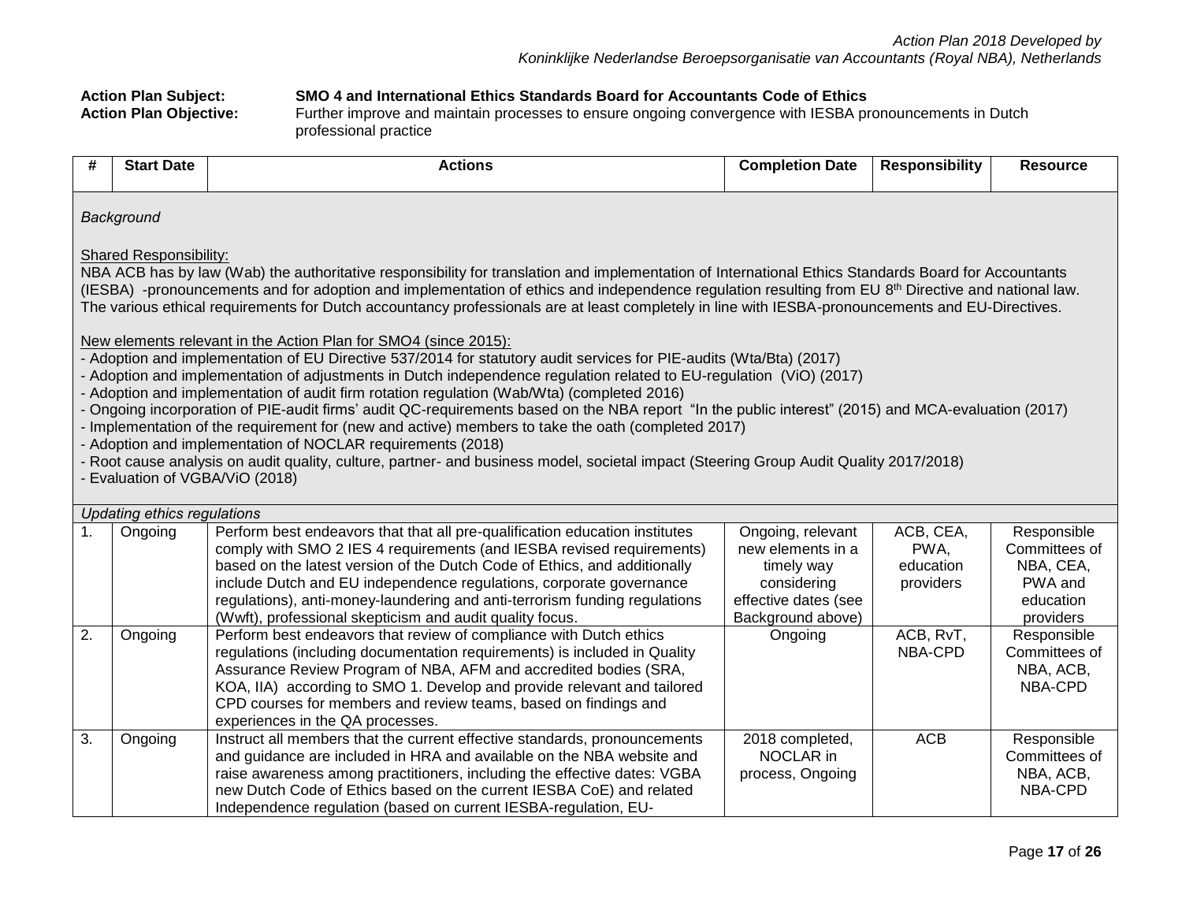*Action Plan 2018 Developed by*
*Koninklijke Nederlandse Beroepsorganisatie van Accountants (Royal NBA), Netherlands*

**Action Plan Subject:** **SMO 4 and International Ethics Standards Board for Accountants Code of Ethics**

**Action Plan Objective:** Further improve and maintain processes to ensure ongoing convergence with IESBA pronouncements in Dutch professional practice

| # | Start Date | Actions | Completion Date | Responsibility | Resource |
|---|---|---|---|---|---|
| *Background*<br><br><u>Shared Responsibility:</u><br>NBA ACB has by law (Wab) the authoritative responsibility for translation and implementation of International Ethics Standards Board for Accountants (IESBA) -pronouncements and for adoption and implementation of ethics and independence regulation resulting from EU 8th Directive and national law. The various ethical requirements for Dutch accountancy professionals are at least completely in line with IESBA-pronouncements and EU-Directives.<br><br><u>New elements relevant in the Action Plan for SMO4 (since 2015):</u><br>- Adoption and implementation of EU Directive 537/2014 for statutory audit services for PIE-audits (Wta/Bta) (2017)<br>- Adoption and implementation of adjustments in Dutch independence regulation related to EU-regulation (ViO) (2017)<br>- Adoption and implementation of audit firm rotation regulation (Wab/Wta) (completed 2016)<br>- Ongoing incorporation of PIE-audit firms' audit QC-requirements based on the NBA report "In the public interest" (2015) and MCA-evaluation (2017)<br>- Implementation of the requirement for (new and active) members to take the oath (completed 2017)<br>- Adoption and implementation of NOCLAR requirements (2018)<br>- Root cause analysis on audit quality, culture, partner- and business model, societal impact (Steering Group Audit Quality 2017/2018)<br>- Evaluation of VGBA/ViO (2018) | | | | | |
| *Updating ethics regulations* | | | | | |
| 1. | Ongoing | Perform best endeavors that that all pre-qualification education institutes comply with SMO 2 IES 4 requirements (and IESBA revised requirements) based on the latest version of the Dutch Code of Ethics, and additionally include Dutch and EU independence regulations, corporate governance regulations), anti-money-laundering and anti-terrorism funding regulations (Wwft), professional skepticism and audit quality focus. | Ongoing, relevant new elements in a timely way considering effective dates (see Background above) | ACB, CEA, PWA, education providers | Responsible Committees of NBA, CEA, PWA and education providers |
| 2. | Ongoing | Perform best endeavors that review of compliance with Dutch ethics regulations (including documentation requirements) is included in Quality Assurance Review Program of NBA, AFM and accredited bodies (SRA, KOA, IIA) according to SMO 1. Develop and provide relevant and tailored CPD courses for members and review teams, based on findings and experiences in the QA processes. | Ongoing | ACB, RvT, NBA-CPD | Responsible Committees of NBA, ACB, NBA-CPD |
| 3. | Ongoing | Instruct all members that the current effective standards, pronouncements and guidance are included in HRA and available on the NBA website and raise awareness among practitioners, including the effective dates: VGBA new Dutch Code of Ethics based on the current IESBA CoE) and related Independence regulation (based on current IESBA-regulation, EU- | 2018 completed, NOCLAR in process, Ongoing | ACB | Responsible Committees of NBA, ACB, NBA-CPD |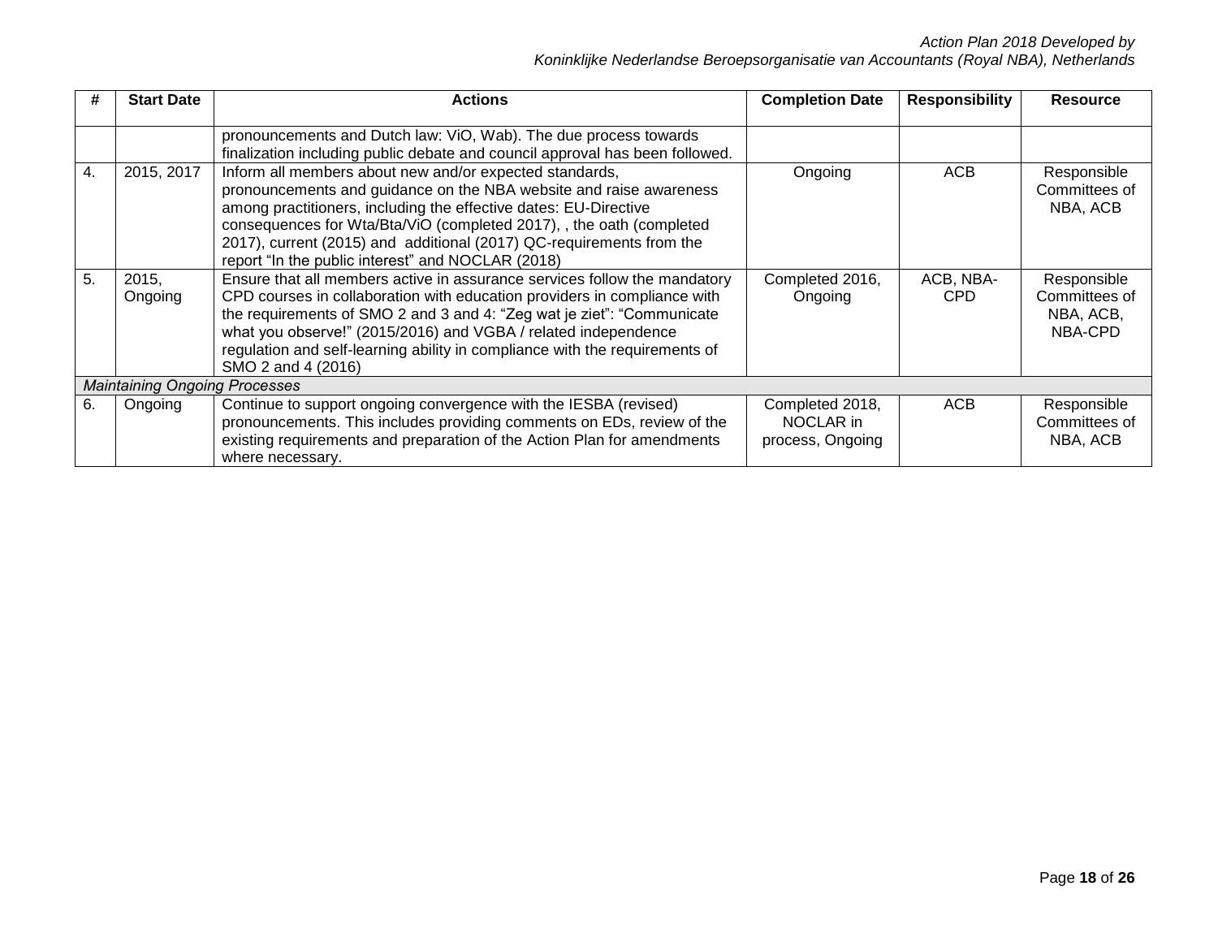| # | Start Date | Actions | Completion Date | Responsibility | Resource |
|---|---|---|---|---|---|
| | | pronouncements and Dutch law: ViO, Wab). The due process towards finalization including public debate and council approval has been followed. | | | |
| 4. | 2015, 2017 | Inform all members about new and/or expected standards, pronouncements and guidance on the NBA website and raise awareness among practitioners, including the effective dates: EU-Directive consequences for Wta/Bta/ViO (completed 2017), , the oath (completed 2017), current (2015) and additional (2017) QC-requirements from the report "In the public interest" and NOCLAR (2018) | Ongoing | ACB | Responsible Committees of NBA, ACB |
| 5. | 2015, Ongoing | Ensure that all members active in assurance services follow the mandatory CPD courses in collaboration with education providers in compliance with the requirements of SMO 2 and 3 and 4: "Zeg wat je ziet": "Communicate what you observe!" (2015/2016) and VGBA / related independence regulation and self-learning ability in compliance with the requirements of SMO 2 and 4 (2016) | Completed 2016, Ongoing | ACB, NBA-CPD | Responsible Committees of NBA, ACB, NBA-CPD |
| *Maintaining Ongoing Processes* | | | | | |
| 6. | Ongoing | Continue to support ongoing convergence with the IESBA (revised) pronouncements. This includes providing comments on EDs, review of the existing requirements and preparation of the Action Plan for amendments where necessary. | Completed 2018, NOCLAR in process, Ongoing | ACB | Responsible Committees of NBA, ACB |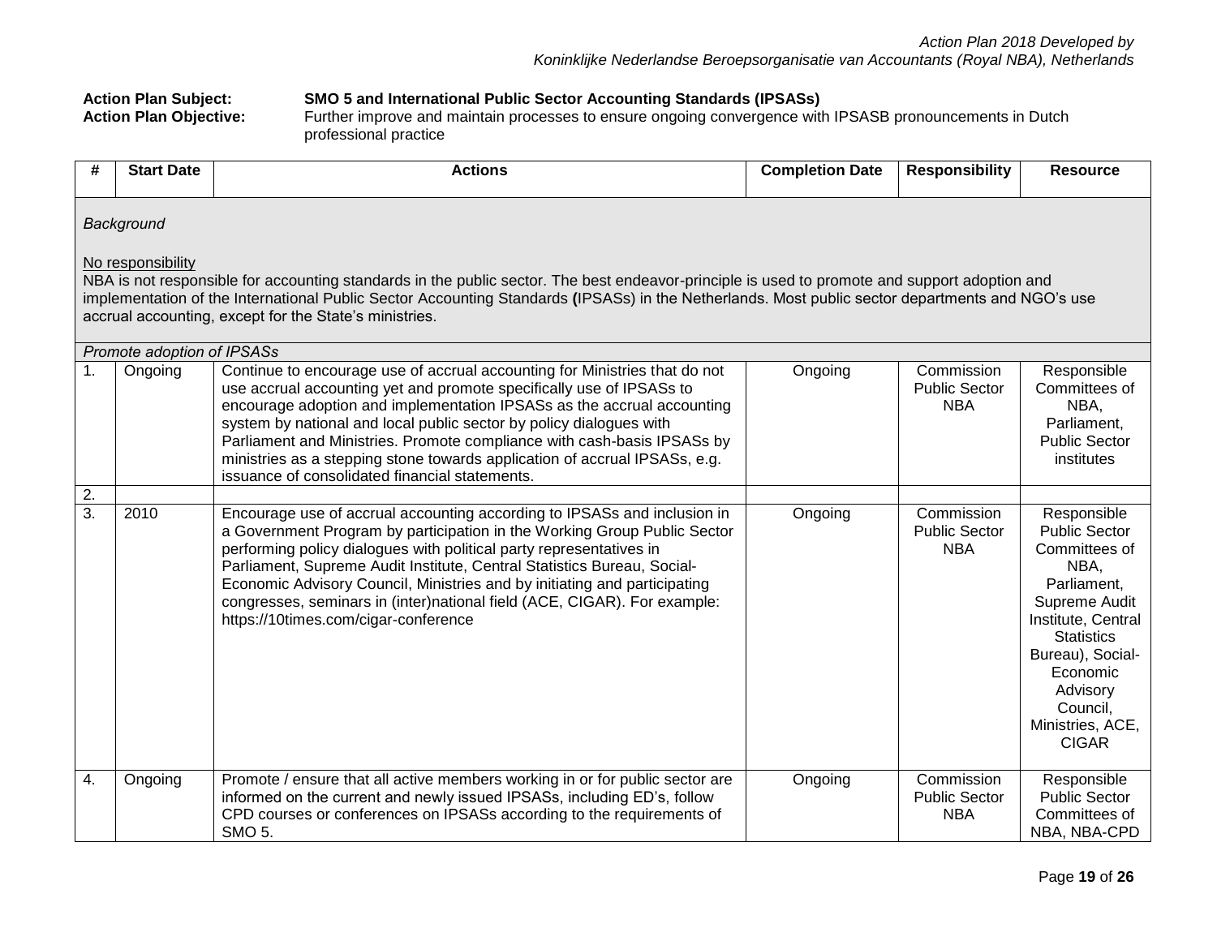*Action Plan 2018 Developed by*
*Koninklijke Nederlandse Beroepsorganisatie van Accountants (Royal NBA), Netherlands*

**Action Plan Subject:** **SMO 5 and International Public Sector Accounting Standards (IPSASs)**
**Action Plan Objective:** Further improve and maintain processes to ensure ongoing convergence with IPSASB pronouncements in Dutch professional practice

| # | Start Date | Actions | Completion Date | Responsibility | Resource |
|---|---|---|---|---|---|
| *Background*<br><br>No responsibility<br>NBA is not responsible for accounting standards in the public sector. The best endeavor-principle is used to promote and support adoption and implementation of the International Public Sector Accounting Standards **(**IPSASs) in the Netherlands. Most public sector departments and NGO's use accrual accounting, except for the State's ministries. | | | | | |
| *Promote adoption of IPSASs* | | | | | |
| 1. | Ongoing | Continue to encourage use of accrual accounting for Ministries that do not use accrual accounting yet and promote specifically use of IPSASs to encourage adoption and implementation IPSASs as the accrual accounting system by national and local public sector by policy dialogues with Parliament and Ministries. Promote compliance with cash-basis IPSASs by ministries as a stepping stone towards application of accrual IPSASs, e.g. issuance of consolidated financial statements. | Ongoing | Commission Public Sector NBA | Responsible Committees of NBA, Parliament, Public Sector institutes |
| 2. | | | | | |
| 3. | 2010 | Encourage use of accrual accounting according to IPSASs and inclusion in a Government Program by participation in the Working Group Public Sector performing policy dialogues with political party representatives in Parliament, Supreme Audit Institute, Central Statistics Bureau, Social-Economic Advisory Council, Ministries and by initiating and participating congresses, seminars in (inter)national field (ACE, CIGAR). For example: https://10times.com/cigar-conference | Ongoing | Commission Public Sector NBA | Responsible Public Sector Committees of NBA, Parliament, Supreme Audit Institute, Central Statistics Bureau), Social-Economic Advisory Council, Ministries, ACE, CIGAR |
| 4. | Ongoing | Promote / ensure that all active members working in or for public sector are informed on the current and newly issued IPSASs, including ED's, follow CPD courses or conferences on IPSASs according to the requirements of SMO 5. | Ongoing | Commission Public Sector NBA | Responsible Public Sector Committees of NBA, NBA-CPD |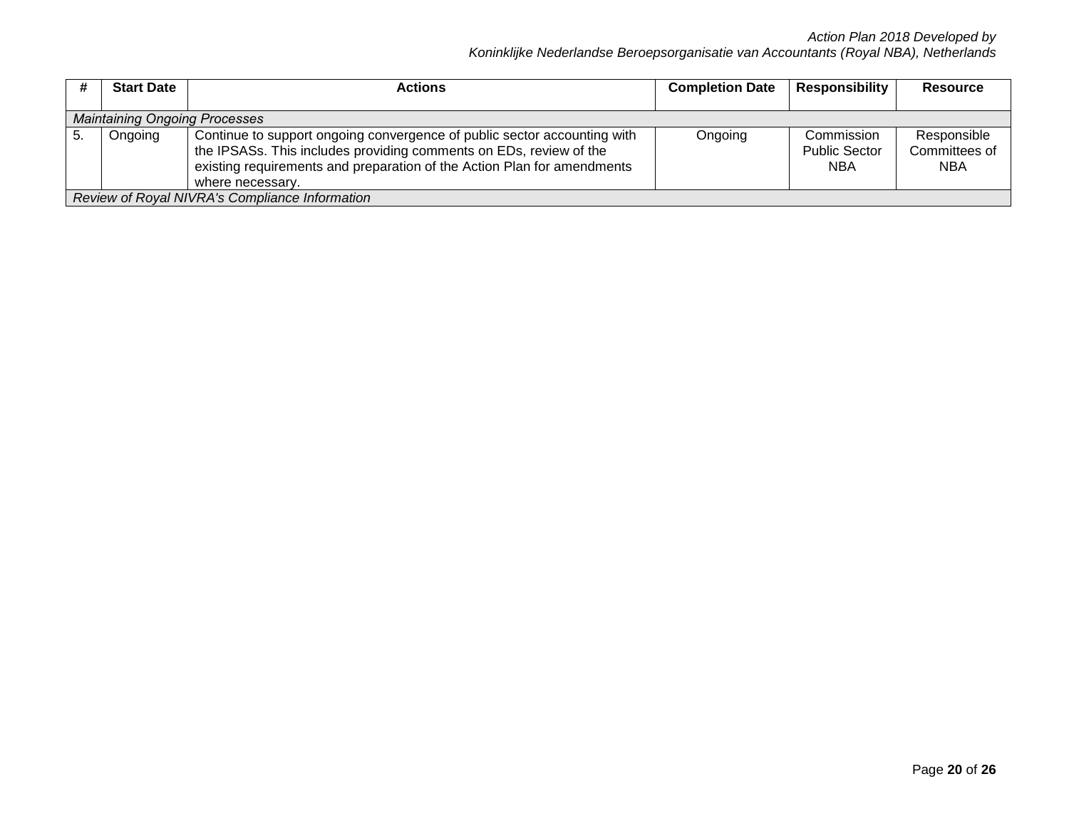| # | Start Date | Actions | Completion Date | Responsibility | Resource |
|---|---|---|---|---|---|
| *Maintaining Ongoing Processes* | | | | | |
| 5. | Ongoing | Continue to support ongoing convergence of public sector accounting with the IPSASs. This includes providing comments on EDs, review of the existing requirements and preparation of the Action Plan for amendments where necessary. | Ongoing | Commission Public Sector NBA | Responsible Committees of NBA |
| *Review of Royal NIVRA's Compliance Information* | | | | | |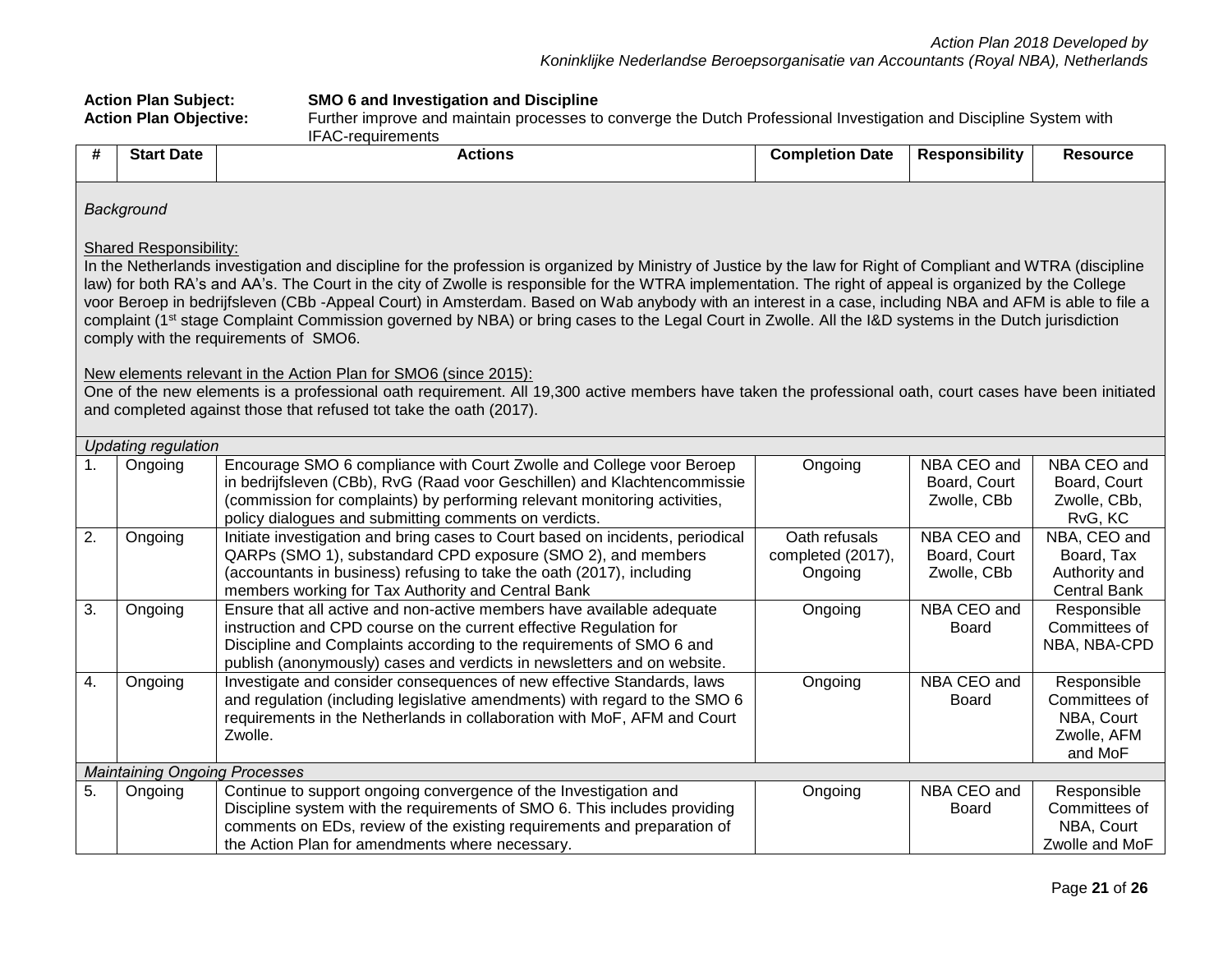**Action Plan Subject:** **SMO 6 and Investigation and Discipline**

**Action Plan Objective:** Further improve and maintain processes to converge the Dutch Professional Investigation and Discipline System with IFAC-requirements

| # | Start Date | Actions | Completion Date | Responsibility | Resource |
|---|---|---|---|---|---|
| *Background*<br><br>Shared Responsibility:<br>In the Netherlands investigation and discipline for the profession is organized by Ministry of Justice by the law for Right of Compliant and WTRA (discipline law) for both RA's and AA's. The Court in the city of Zwolle is responsible for the WTRA implementation. The right of appeal is organized by the College voor Beroep in bedrijfsleven (CBb -Appeal Court) in Amsterdam. Based on Wab anybody with an interest in a case, including NBA and AFM is able to file a complaint (1st stage Complaint Commission governed by NBA) or bring cases to the Legal Court in Zwolle. All the I&D systems in the Dutch jurisdiction comply with the requirements of SMO6.<br><br>New elements relevant in the Action Plan for SMO6 (since 2015):<br>One of the new elements is a professional oath requirement. All 19,300 active members have taken the professional oath, court cases have been initiated and completed against those that refused tot take the oath (2017). | | | | | |
| *Updating regulation* | | | | | |
| 1. | Ongoing | Encourage SMO 6 compliance with Court Zwolle and College voor Beroep in bedrijfsleven (CBb), RvG (Raad voor Geschillen) and Klachtencommissie (commission for complaints) by performing relevant monitoring activities, policy dialogues and submitting comments on verdicts. | Ongoing | NBA CEO and Board, Court Zwolle, CBb | NBA CEO and Board, Court Zwolle, CBb, RvG, KC |
| 2. | Ongoing | Initiate investigation and bring cases to Court based on incidents, periodical QARPs (SMO 1), substandard CPD exposure (SMO 2), and members (accountants in business) refusing to take the oath (2017), including members working for Tax Authority and Central Bank | Oath refusals completed (2017), Ongoing | NBA CEO and Board, Court Zwolle, CBb | NBA, CEO and Board, Tax Authority and Central Bank |
| 3. | Ongoing | Ensure that all active and non-active members have available adequate instruction and CPD course on the current effective Regulation for Discipline and Complaints according to the requirements of SMO 6 and publish (anonymously) cases and verdicts in newsletters and on website. | Ongoing | NBA CEO and Board | Responsible Committees of NBA, NBA-CPD |
| 4. | Ongoing | Investigate and consider consequences of new effective Standards, laws and regulation (including legislative amendments) with regard to the SMO 6 requirements in the Netherlands in collaboration with MoF, AFM and Court Zwolle. | Ongoing | NBA CEO and Board | Responsible Committees of NBA, Court Zwolle, AFM and MoF |
| *Maintaining Ongoing Processes* | | | | | |
| 5. | Ongoing | Continue to support ongoing convergence of the Investigation and Discipline system with the requirements of SMO 6. This includes providing comments on EDs, review of the existing requirements and preparation of the Action Plan for amendments where necessary. | Ongoing | NBA CEO and Board | Responsible Committees of NBA, Court Zwolle and MoF |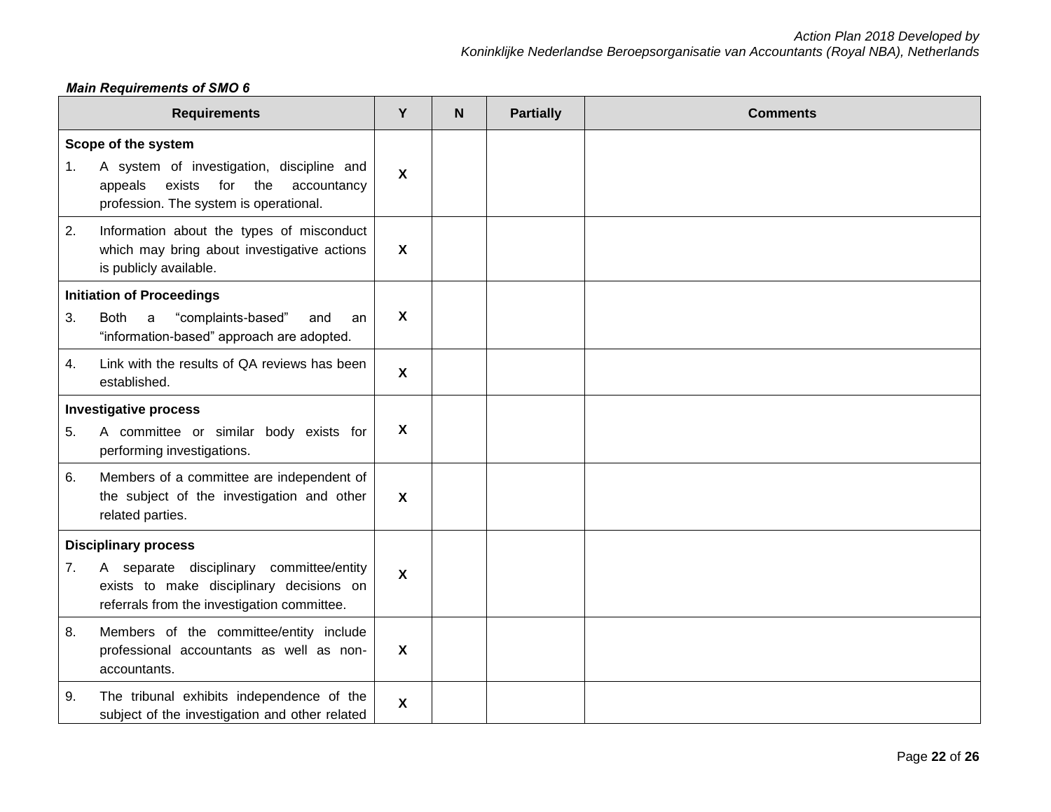***Main Requirements of SMO 6***

| Requirements | Y | N | Partially | Comments |
|---|---|---|---|---|
| **Scope of the system**<br>1. A system of investigation, discipline and appeals exists for the accountancy profession. The system is operational. | **X** | | | |
| 2. Information about the types of misconduct which may bring about investigative actions is publicly available. | **X** | | | |
| **Initiation of Proceedings**<br>3. Both a “complaints-based” and an “information-based” approach are adopted. | **X** | | | |
| 4. Link with the results of QA reviews has been established. | **X** | | | |
| **Investigative process**<br>5. A committee or similar body exists for performing investigations. | **X** | | | |
| 6. Members of a committee are independent of the subject of the investigation and other related parties. | **X** | | | |
| **Disciplinary process**<br>7. A separate disciplinary committee/entity exists to make disciplinary decisions on referrals from the investigation committee. | **X** | | | |
| 8. Members of the committee/entity include professional accountants as well as non-accountants. | **X** | | | |
| 9. The tribunal exhibits independence of the subject of the investigation and other related | **X** | | | |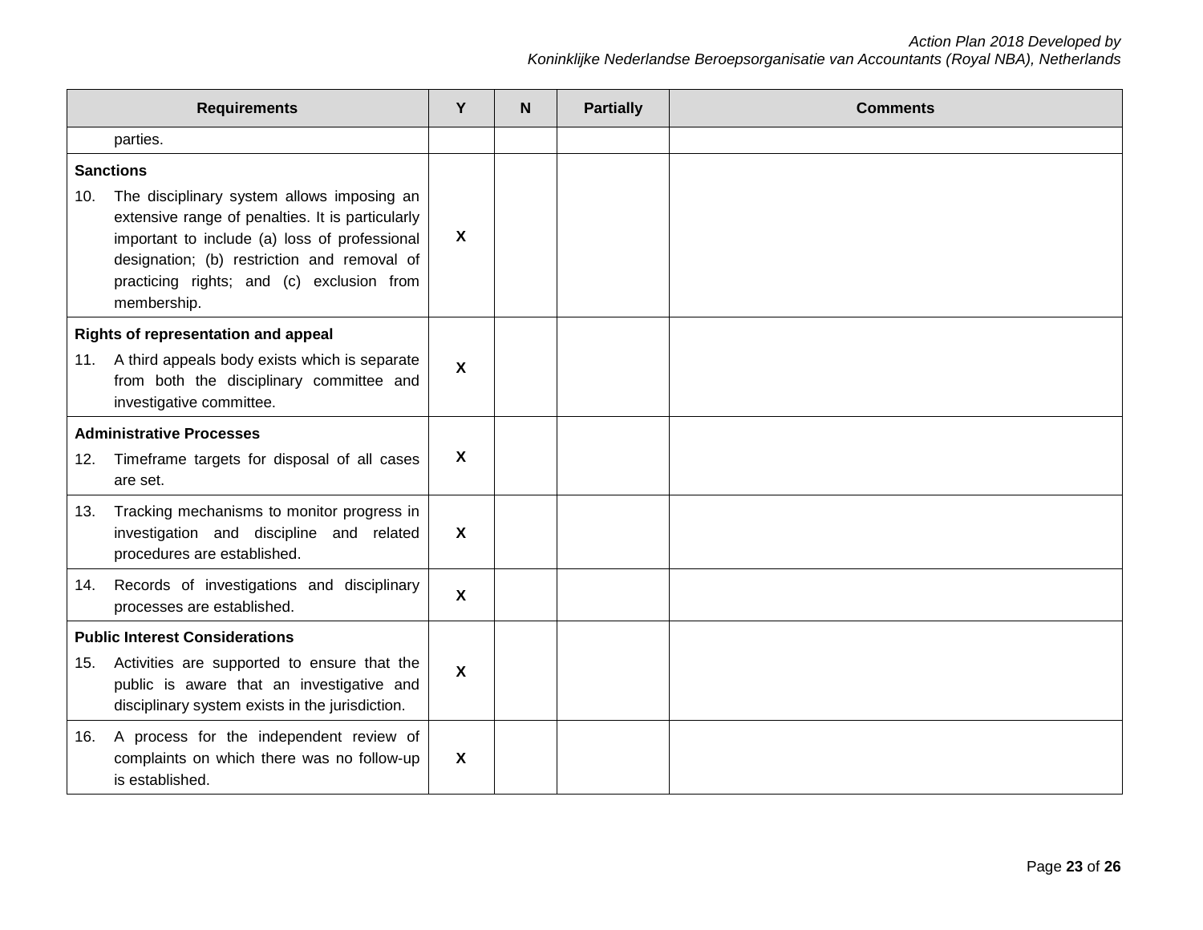| Requirements | Y | N | Partially | Comments |
|---|---|---|---|---|
| parties. | | | | |
| **Sanctions**<br>10. The disciplinary system allows imposing an extensive range of penalties. It is particularly important to include (a) loss of professional designation; (b) restriction and removal of practicing rights; and (c) exclusion from membership. | X | | | |
| **Rights of representation and appeal**<br>11. A third appeals body exists which is separate from both the disciplinary committee and investigative committee. | X | | | |
| **Administrative Processes**<br>12. Timeframe targets for disposal of all cases are set. | X | | | |
| 13. Tracking mechanisms to monitor progress in investigation and discipline and related procedures are established. | X | | | |
| 14. Records of investigations and disciplinary processes are established. | X | | | |
| **Public Interest Considerations**<br>15. Activities are supported to ensure that the public is aware that an investigative and disciplinary system exists in the jurisdiction. | X | | | |
| 16. A process for the independent review of complaints on which there was no follow-up is established. | X | | | |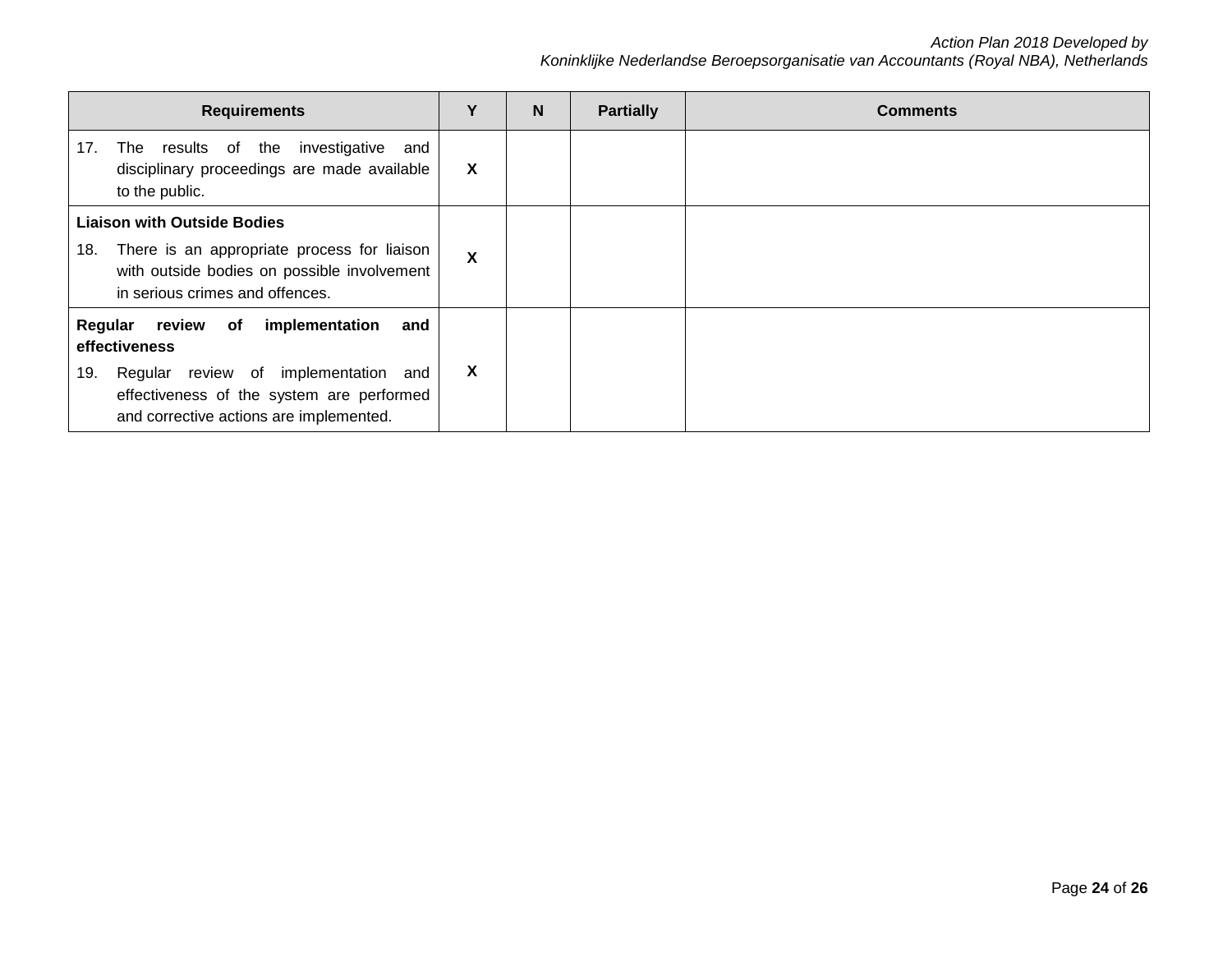| Requirements | Y | N | Partially | Comments |
|---|---|---|---|---|
| 17. The results of the investigative and disciplinary proceedings are made available to the public. | X | | | |
| **Liaison with Outside Bodies**<br>18. There is an appropriate process for liaison with outside bodies on possible involvement in serious crimes and offences. | X | | | |
| **Regular review of implementation and effectiveness**<br>19. Regular review of implementation and effectiveness of the system are performed and corrective actions are implemented. | X | | | |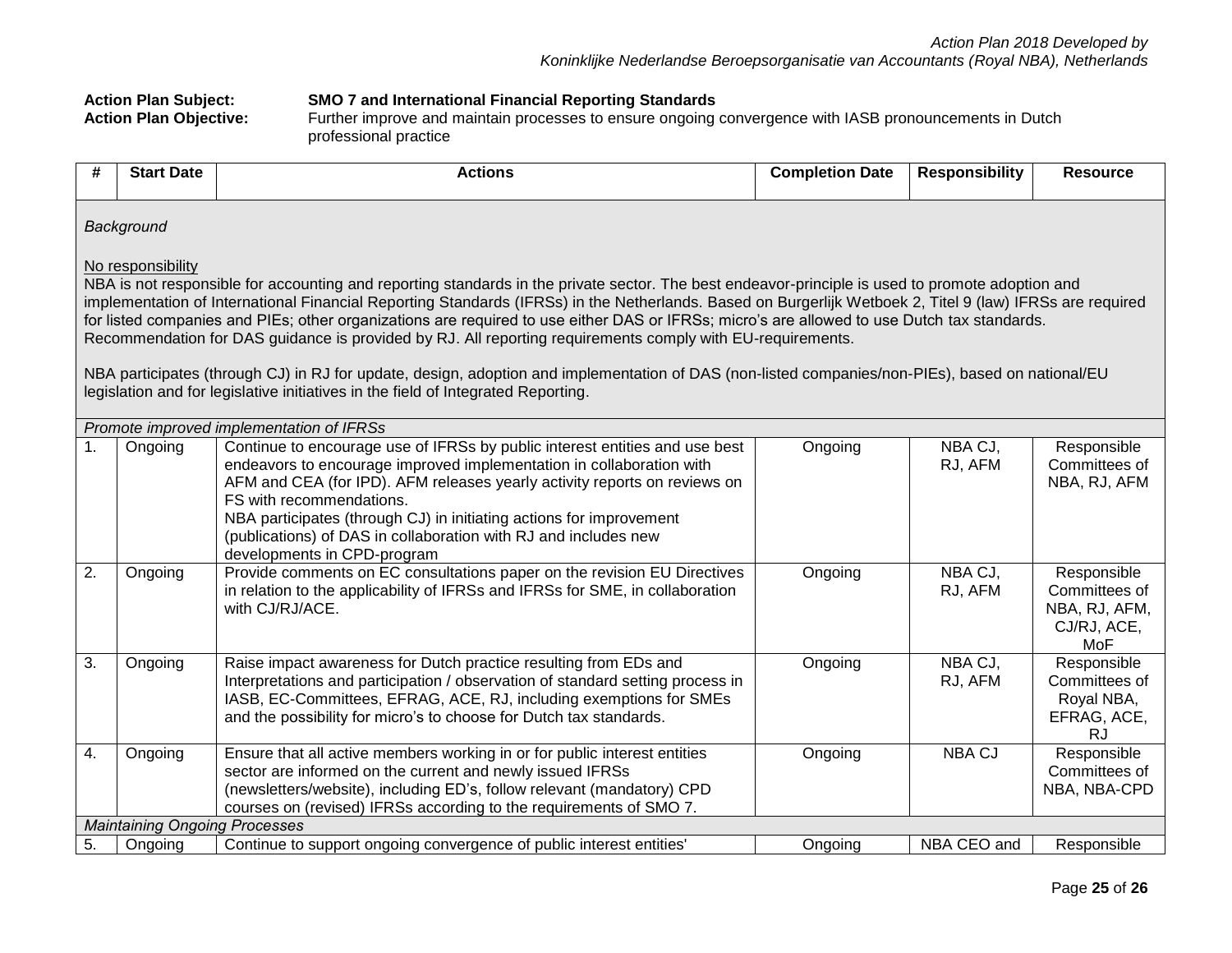**Action Plan Subject:** **SMO 7 and International Financial Reporting Standards**

**Action Plan Objective:** Further improve and maintain processes to ensure ongoing convergence with IASB pronouncements in Dutch professional practice

| # | Start Date | Actions | Completion Date | Responsibility | Resource |
|---|---|---|---|---|---|
| *Background*<br><br>No responsibility<br>NBA is not responsible for accounting and reporting standards in the private sector. The best endeavor-principle is used to promote adoption and implementation of International Financial Reporting Standards (IFRSs) in the Netherlands. Based on Burgerlijk Wetboek 2, Titel 9 (law) IFRSs are required for listed companies and PIEs; other organizations are required to use either DAS or IFRSs; micro's are allowed to use Dutch tax standards. Recommendation for DAS guidance is provided by RJ. All reporting requirements comply with EU-requirements.<br><br>NBA participates (through CJ) in RJ for update, design, adoption and implementation of DAS (non-listed companies/non-PIEs), based on national/EU legislation and for legislative initiatives in the field of Integrated Reporting. | | | | | |
| *Promote improved implementation of IFRSs* | | | | | |
| 1. | Ongoing | Continue to encourage use of IFRSs by public interest entities and use best endeavors to encourage improved implementation in collaboration with AFM and CEA (for IPD). AFM releases yearly activity reports on reviews on FS with recommendations.<br>NBA participates (through CJ) in initiating actions for improvement (publications) of DAS in collaboration with RJ and includes new developments in CPD-program | Ongoing | NBA CJ, RJ, AFM | Responsible Committees of NBA, RJ, AFM |
| 2. | Ongoing | Provide comments on EC consultations paper on the revision EU Directives in relation to the applicability of IFRSs and IFRSs for SME, in collaboration with CJ/RJ/ACE. | Ongoing | NBA CJ, RJ, AFM | Responsible Committees of NBA, RJ, AFM, CJ/RJ, ACE, MoF |
| 3. | Ongoing | Raise impact awareness for Dutch practice resulting from EDs and Interpretations and participation / observation of standard setting process in IASB, EC-Committees, EFRAG, ACE, RJ, including exemptions for SMEs and the possibility for micro's to choose for Dutch tax standards. | Ongoing | NBA CJ, RJ, AFM | Responsible Committees of Royal NBA, EFRAG, ACE, RJ |
| 4. | Ongoing | Ensure that all active members working in or for public interest entities sector are informed on the current and newly issued IFRSs (newsletters/website), including ED's, follow relevant (mandatory) CPD courses on (revised) IFRSs according to the requirements of SMO 7. | Ongoing | NBA CJ | Responsible Committees of NBA, NBA-CPD |
| *Maintaining Ongoing Processes* | | | | | |
| 5. | Ongoing | Continue to support ongoing convergence of public interest entities' | Ongoing | NBA CEO and | Responsible |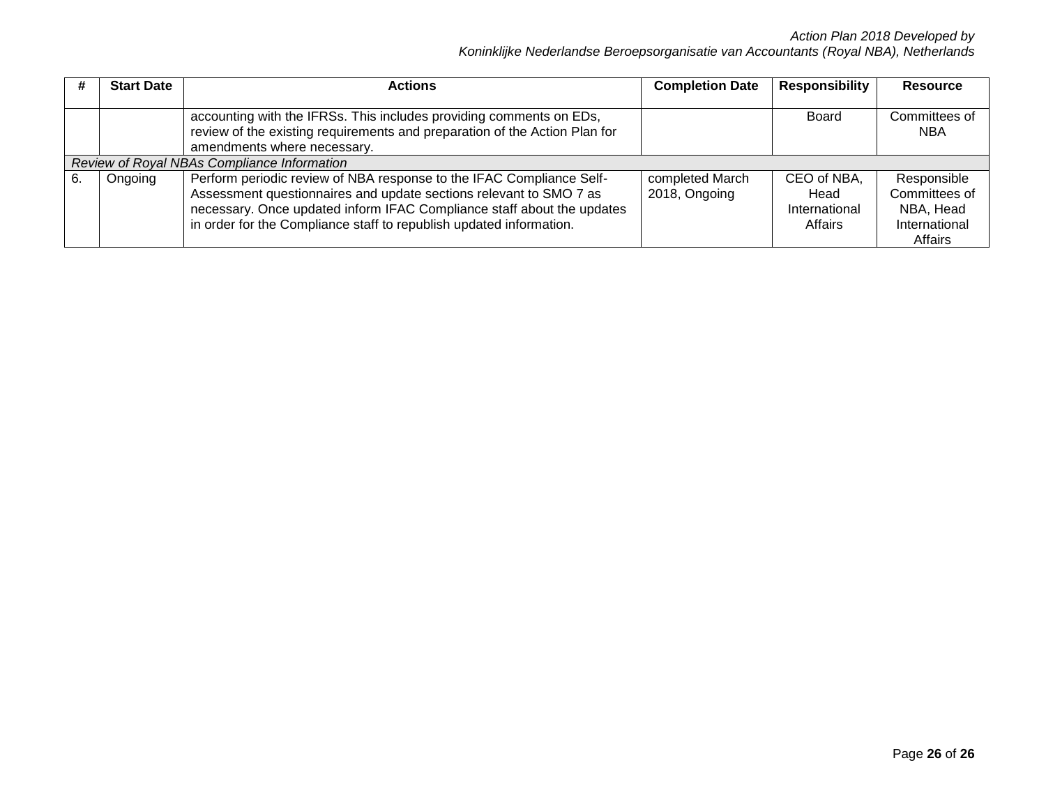| # | Start Date | Actions | Completion Date | Responsibility | Resource |
|---|---|---|---|---|---|
| | | accounting with the IFRSs. This includes providing comments on EDs, review of the existing requirements and preparation of the Action Plan for amendments where necessary. | | Board | Committees of NBA |
| *Review of Royal NBAs Compliance Information* | | | | | |
| 6. | Ongoing | Perform periodic review of NBA response to the IFAC Compliance Self-Assessment questionnaires and update sections relevant to SMO 7 as necessary. Once updated inform IFAC Compliance staff about the updates in order for the Compliance staff to republish updated information. | completed March 2018, Ongoing | CEO of NBA, Head International Affairs | Responsible Committees of NBA, Head International Affairs |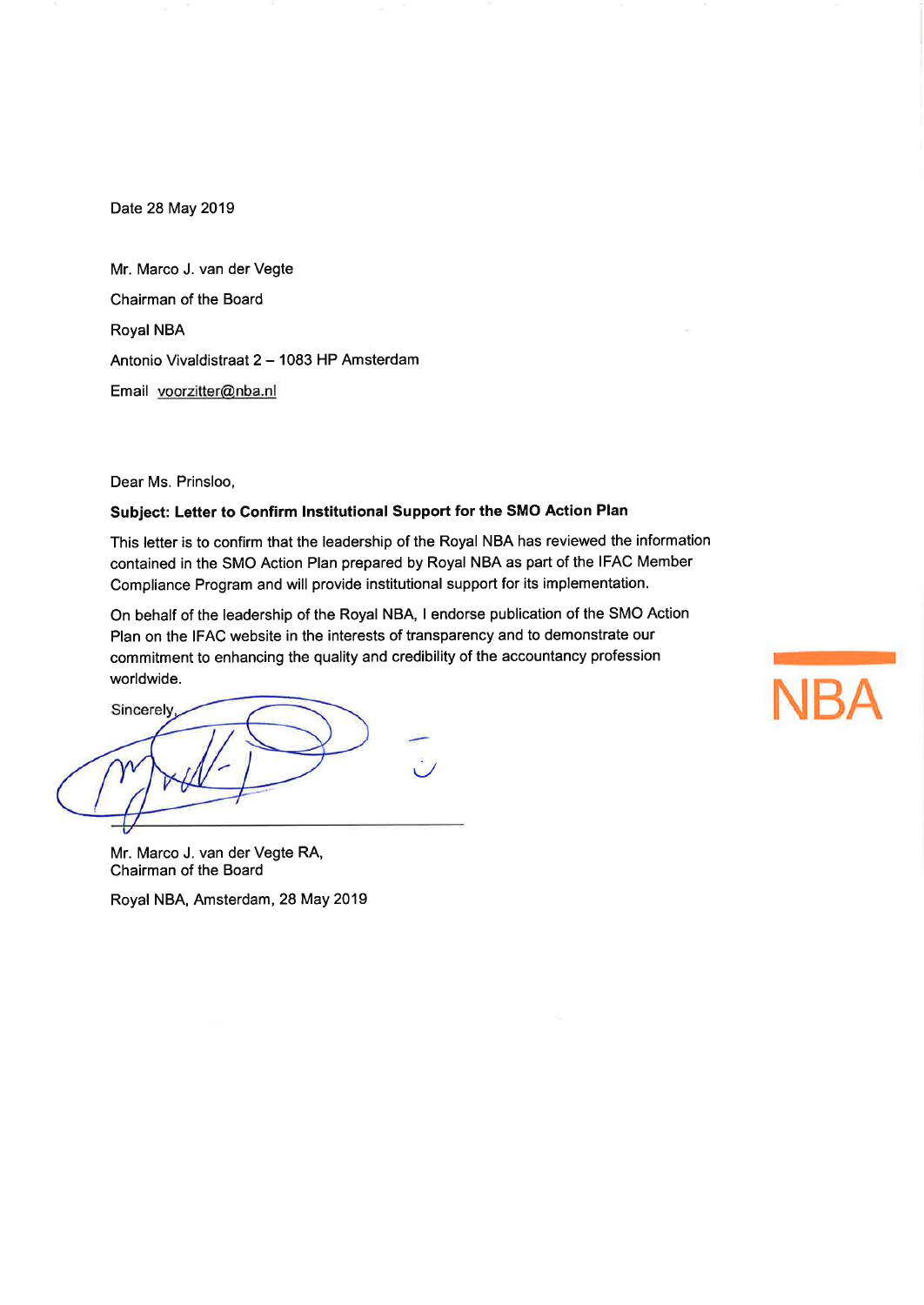Date 28 May 2019

Mr. Marco J. van der Vegte

Chairman of the Board

Royal NBA

Antonio Vivaldistraat 2 – 1083 HP Amsterdam

Email voorzitter@nba.nl

Dear Ms. Prinsloo,

**Subject: Letter to Confirm Institutional Support for the SMO Action Plan**

This letter is to confirm that the leadership of the Royal NBA has reviewed the information contained in the SMO Action Plan prepared by Royal NBA as part of the IFAC Member Compliance Program and will provide institutional support for its implementation.

On behalf of the leadership of the Royal NBA, I endorse publication of the SMO Action Plan on the IFAC website in the interests of transparency and to demonstrate our commitment to enhancing the quality and credibility of the accountancy profession worldwide.

Sincerely,

Mr. Marco J. van der Vegte RA,
Chairman of the Board

Royal NBA, Amsterdam, 28 May 2019

NBA